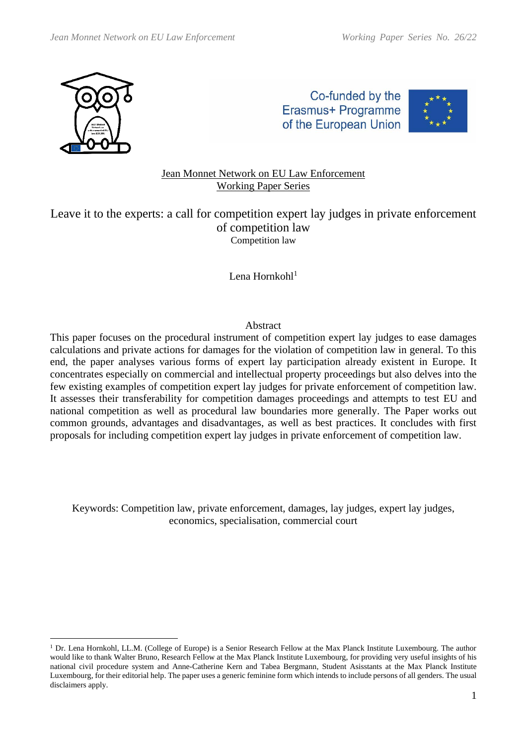Jean Monnet Network on EU Law Enforcement
Working Paper Series

# Leave it to the experts: a call for competition expert lay judges in private enforcement of competition law

Competition law

Lena Hornkohl[1]

## Abstract

This paper focuses on the procedural instrument of competition expert lay judges to ease damages calculations and private actions for damages for the violation of competition law in general. To this end, the paper analyses various forms of expert lay participation already existent in Europe. It concentrates especially on commercial and intellectual property proceedings but also delves into the few existing examples of competition expert lay judges for private enforcement of competition law. It assesses their transferability for competition damages proceedings and attempts to test EU and national competition as well as procedural law boundaries more generally. The Paper works out common grounds, advantages and disadvantages, as well as best practices. It concludes with first proposals for including competition expert lay judges in private enforcement of competition law.

Keywords: Competition law, private enforcement, damages, lay judges, expert lay judges, economics, specialisation, commercial court

---

[1] Dr. Lena Hornkohl, LL.M. (College of Europe) is a Senior Research Fellow at the Max Planck Institute Luxembourg. The author would like to thank Walter Bruno, Research Fellow at the Max Planck Institute Luxembourg, for providing very useful insights of his national civil procedure system and Anne-Catherine Kern and Tabea Bergmann, Student Asisstants at the Max Planck Institute Luxembourg, for their editorial help. The paper uses a generic feminine form which intends to include persons of all genders. The usual disclaimers apply.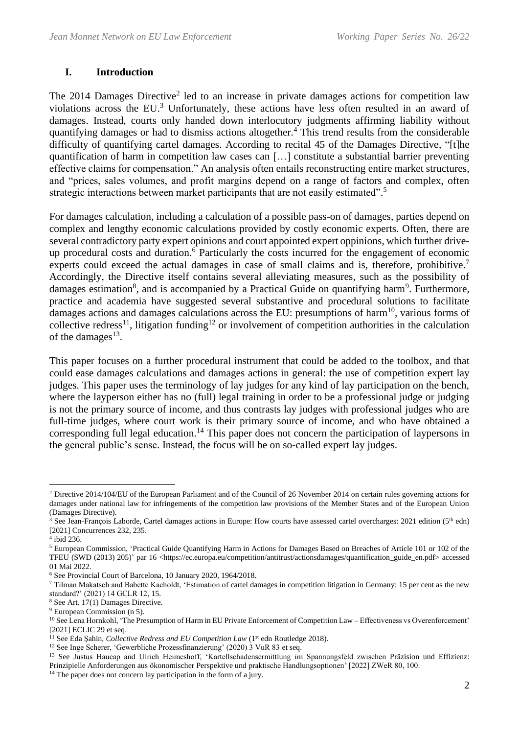## I. Introduction

The 2014 Damages Directive[2] led to an increase in private damages actions for competition law violations across the EU.[3] Unfortunately, these actions have less often resulted in an award of damages. Instead, courts only handed down interlocutory judgments affirming liability without quantifying damages or had to dismiss actions altogether.[4] This trend results from the considerable difficulty of quantifying cartel damages. According to recital 45 of the Damages Directive, "[t]he quantification of harm in competition law cases can […] constitute a substantial barrier preventing effective claims for compensation." An analysis often entails reconstructing entire market structures, and "prices, sales volumes, and profit margins depend on a range of factors and complex, often strategic interactions between market participants that are not easily estimated".[5]

For damages calculation, including a calculation of a possible pass-on of damages, parties depend on complex and lengthy economic calculations provided by costly economic experts. Often, there are several contradictory party expert opinions and court appointed expert oppinions, which further drive-up procedural costs and duration.[6] Particularly the costs incurred for the engagement of economic experts could exceed the actual damages in case of small claims and is, therefore, prohibitive.[7] Accordingly, the Directive itself contains several alleviating measures, such as the possibility of damages estimation[8], and is accompanied by a Practical Guide on quantifying harm[9]. Furthermore, practice and academia have suggested several substantive and procedural solutions to facilitate damages actions and damages calculations across the EU: presumptions of harm[10], various forms of collective redress[11], litigation funding[12] or involvement of competition authorities in the calculation of the damages[13].

This paper focuses on a further procedural instrument that could be added to the toolbox, and that could ease damages calculations and damages actions in general: the use of competition expert lay judges. This paper uses the terminology of lay judges for any kind of lay participation on the bench, where the layperson either has no (full) legal training in order to be a professional judge or judging is not the primary source of income, and thus contrasts lay judges with professional judges who are full-time judges, where court work is their primary source of income, and who have obtained a corresponding full legal education.[14] This paper does not concern the participation of laypersons in the general public's sense. Instead, the focus will be on so-called expert lay judges.

---

[2] Directive 2014/104/EU of the European Parliament and of the Council of 26 November 2014 on certain rules governing actions for damages under national law for infringements of the competition law provisions of the Member States and of the European Union (Damages Directive).

[3] See Jean-François Laborde, Cartel damages actions in Europe: How courts have assessed cartel overcharges: 2021 edition (5th edn) [2021] Concurrences 232, 235.

[4] ibid 236.

[5] European Commission, 'Practical Guide Quantifying Harm in Actions for Damages Based on Breaches of Article 101 or 102 of the TFEU (SWD (2013) 205)' par 16 <https://ec.europa.eu/competition/antitrust/actionsdamages/quantification_guide_en.pdf> accessed 01 Mai 2022.

[6] See Provincial Court of Barcelona, 10 January 2020, 1964/2018.

[7] Tilman Makatsch and Babette Kacholdt, 'Estimation of cartel damages in competition litigation in Germany: 15 per cent as the new standard?' (2021) 14 GCLR 12, 15.

[8] See Art. 17(1) Damages Directive.

[9] European Commission (n 5).

[10] See Lena Hornkohl, 'The Presumption of Harm in EU Private Enforcement of Competition Law – Effectiveness vs Overenforcement' [2021] ECLIC 29 et seq.

[11] See Eda Şahin, *Collective Redress and EU Competition Law* (1st edn Routledge 2018).

[12] See Inge Scherer, 'Gewerbliche Prozessfinanzierung' (2020) 3 VuR 83 et seq.

[13] See Justus Haucap and Ulrich Heimeshoff, 'Kartellschadensermittlung im Spannungsfeld zwischen Präzision und Effizienz: Prinzipielle Anforderungen aus ökonomischer Perspektive und praktische Handlungsoptionen' [2022] ZWeR 80, 100.

[14] The paper does not concern lay participation in the form of a jury.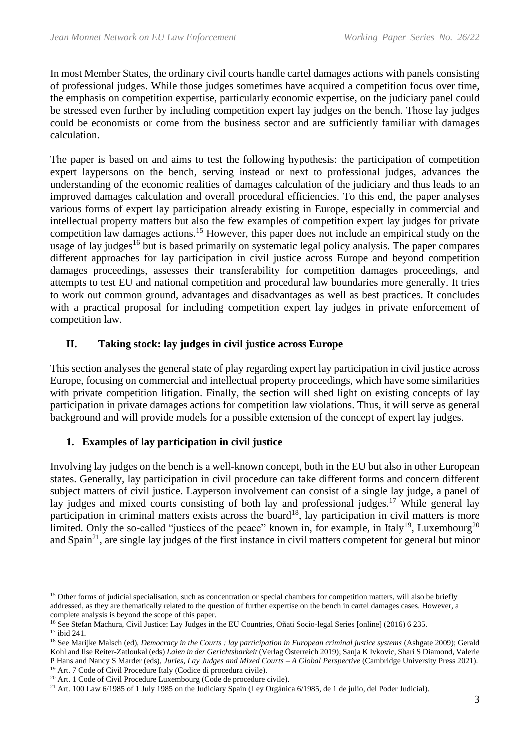In most Member States, the ordinary civil courts handle cartel damages actions with panels consisting of professional judges. While those judges sometimes have acquired a competition focus over time, the emphasis on competition expertise, particularly economic expertise, on the judiciary panel could be stressed even further by including competition expert lay judges on the bench. Those lay judges could be economists or come from the business sector and are sufficiently familiar with damages calculation.

The paper is based on and aims to test the following hypothesis: the participation of competition expert laypersons on the bench, serving instead or next to professional judges, advances the understanding of the economic realities of damages calculation of the judiciary and thus leads to an improved damages calculation and overall procedural efficiencies. To this end, the paper analyses various forms of expert lay participation already existing in Europe, especially in commercial and intellectual property matters but also the few examples of competition expert lay judges for private competition law damages actions.[15] However, this paper does not include an empirical study on the usage of lay judges[16] but is based primarily on systematic legal policy analysis. The paper compares different approaches for lay participation in civil justice across Europe and beyond competition damages proceedings, assesses their transferability for competition damages proceedings, and attempts to test EU and national competition and procedural law boundaries more generally. It tries to work out common ground, advantages and disadvantages as well as best practices. It concludes with a practical proposal for including competition expert lay judges in private enforcement of competition law.

## II. Taking stock: lay judges in civil justice across Europe

This section analyses the general state of play regarding expert lay participation in civil justice across Europe, focusing on commercial and intellectual property proceedings, which have some similarities with private competition litigation. Finally, the section will shed light on existing concepts of lay participation in private damages actions for competition law violations. Thus, it will serve as general background and will provide models for a possible extension of the concept of expert lay judges.

### 1. Examples of lay participation in civil justice

Involving lay judges on the bench is a well-known concept, both in the EU but also in other European states. Generally, lay participation in civil procedure can take different forms and concern different subject matters of civil justice. Layperson involvement can consist of a single lay judge, a panel of lay judges and mixed courts consisting of both lay and professional judges.[17] While general lay participation in criminal matters exists across the board[18], lay participation in civil matters is more limited. Only the so-called "justices of the peace" known in, for example, in Italy[19], Luxembourg[20] and Spain[21], are single lay judges of the first instance in civil matters competent for general but minor

---

[15] Other forms of judicial specialisation, such as concentration or special chambers for competition matters, will also be briefly addressed, as they are thematically related to the question of further expertise on the bench in cartel damages cases. However, a complete analysis is beyond the scope of this paper.

[16] See Stefan Machura, Civil Justice: Lay Judges in the EU Countries, Oñati Socio-legal Series [online] (2016) 6 235.

[17] ibid 241.

[18] See Marijke Malsch (ed), *Democracy in the Courts : lay participation in European criminal justice systems* (Ashgate 2009); Gerald Kohl and Ilse Reiter-Zatloukal (eds) *Laien in der Gerichtsbarkeit* (Verlag Österreich 2019); Sanja K Ivkovic, Shari S Diamond, Valerie P Hans and Nancy S Marder (eds), *Juries, Lay Judges and Mixed Courts – A Global Perspective* (Cambridge University Press 2021).

[19] Art. 7 Code of Civil Procedure Italy (Codice di procedura civile).

[20] Art. 1 Code of Civil Procedure Luxembourg (Code de procedure civile).

[21] Art. 100 Law 6/1985 of 1 July 1985 on the Judiciary Spain (Ley Orgánica 6/1985, de 1 de julio, del Poder Judicial).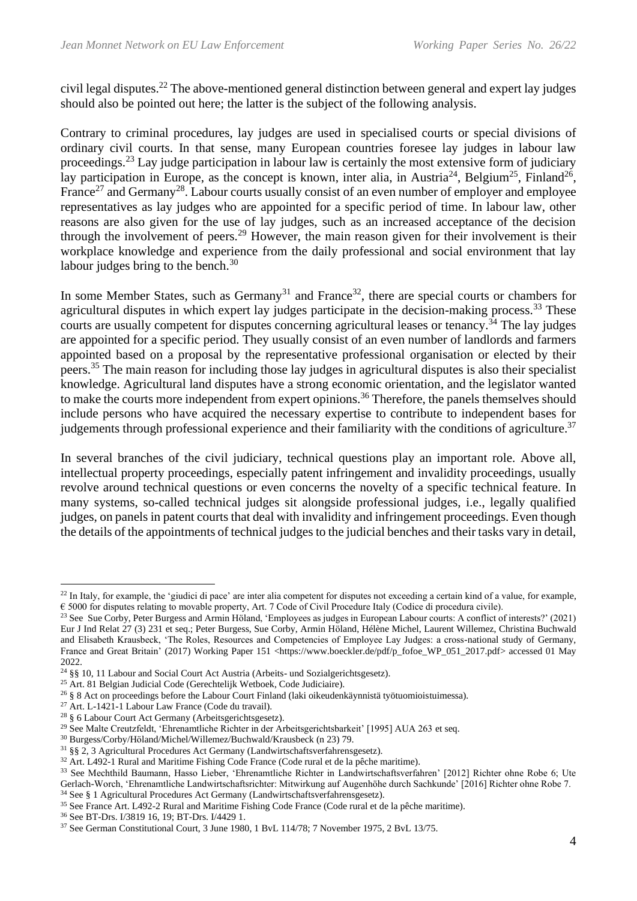civil legal disputes.[22] The above-mentioned general distinction between general and expert lay judges should also be pointed out here; the latter is the subject of the following analysis.

Contrary to criminal procedures, lay judges are used in specialised courts or special divisions of ordinary civil courts. In that sense, many European countries foresee lay judges in labour law proceedings.[23] Lay judge participation in labour law is certainly the most extensive form of judiciary lay participation in Europe, as the concept is known, inter alia, in Austria[24], Belgium[25], Finland[26], France[27] and Germany[28]. Labour courts usually consist of an even number of employer and employee representatives as lay judges who are appointed for a specific period of time. In labour law, other reasons are also given for the use of lay judges, such as an increased acceptance of the decision through the involvement of peers.[29] However, the main reason given for their involvement is their workplace knowledge and experience from the daily professional and social environment that lay labour judges bring to the bench.[30]

In some Member States, such as Germany[31] and France[32], there are special courts or chambers for agricultural disputes in which expert lay judges participate in the decision-making process.[33] These courts are usually competent for disputes concerning agricultural leases or tenancy.[34] The lay judges are appointed for a specific period. They usually consist of an even number of landlords and farmers appointed based on a proposal by the representative professional organisation or elected by their peers.[35] The main reason for including those lay judges in agricultural disputes is also their specialist knowledge. Agricultural land disputes have a strong economic orientation, and the legislator wanted to make the courts more independent from expert opinions.[36] Therefore, the panels themselves should include persons who have acquired the necessary expertise to contribute to independent bases for judgements through professional experience and their familiarity with the conditions of agriculture.[37]

In several branches of the civil judiciary, technical questions play an important role. Above all, intellectual property proceedings, especially patent infringement and invalidity proceedings, usually revolve around technical questions or even concerns the novelty of a specific technical feature. In many systems, so-called technical judges sit alongside professional judges, i.e., legally qualified judges, on panels in patent courts that deal with invalidity and infringement proceedings. Even though the details of the appointments of technical judges to the judicial benches and their tasks vary in detail,

---

[22] In Italy, for example, the 'giudici di pace' are inter alia competent for disputes not exceeding a certain kind of a value, for example, € 5000 for disputes relating to movable property, Art. 7 Code of Civil Procedure Italy (Codice di procedura civile).

[23] See Sue Corby, Peter Burgess and Armin Höland, 'Employees as judges in European Labour courts: A conflict of interests?' (2021) Eur J Ind Relat 27 (3) 231 et seq.; Peter Burgess, Sue Corby, Armin Höland, Hélène Michel, Laurent Willemez, Christina Buchwald and Elisabeth Krausbeck, 'The Roles, Resources and Competencies of Employee Lay Judges: a cross-national study of Germany, France and Great Britain' (2017) Working Paper 151 <https://www.boeckler.de/pdf/p_fofoe_WP_051_2017.pdf> accessed 01 May 2022.

[24] §§ 10, 11 Labour and Social Court Act Austria (Arbeits- und Sozialgerichtsgesetz).

[25] Art. 81 Belgian Judicial Code (Gerechtelijk Wetboek, Code Judiciaire).

[26] § 8 Act on proceedings before the Labour Court Finland (laki oikeudenkäynnistä työtuomioistuimessa).

[27] Art. L-1421-1 Labour Law France (Code du travail).

[28] § 6 Labour Court Act Germany (Arbeitsgerichtsgesetz).

[29] See Malte Creutzfeldt, 'Ehrenamtliche Richter in der Arbeitsgerichtsbarkeit' [1995] AUA 263 et seq.

[30] Burgess/Corby/Höland/Michel/Willemez/Buchwald/Krausbeck (n 23) 79.

[31] §§ 2, 3 Agricultural Procedures Act Germany (Landwirtschaftsverfahrensgesetz).

[32] Art. L492-1 Rural and Maritime Fishing Code France (Code rural et de la pêche maritime).

[33] See Mechthild Baumann, Hasso Lieber, 'Ehrenamtliche Richter in Landwirtschaftsverfahren' [2012] Richter ohne Robe 6; Ute Gerlach-Worch, 'Ehrenamtliche Landwirtschaftsrichter: Mitwirkung auf Augenhöhe durch Sachkunde' [2016] Richter ohne Robe 7.

[34] See § 1 Agricultural Procedures Act Germany (Landwirtschaftsverfahrensgesetz).

[35] See France Art. L492-2 Rural and Maritime Fishing Code France (Code rural et de la pêche maritime).

[36] See BT-Drs. I/3819 16, 19; BT-Drs. I/4429 1.

[37] See German Constitutional Court, 3 June 1980, 1 BvL 114/78; 7 November 1975, 2 BvL 13/75.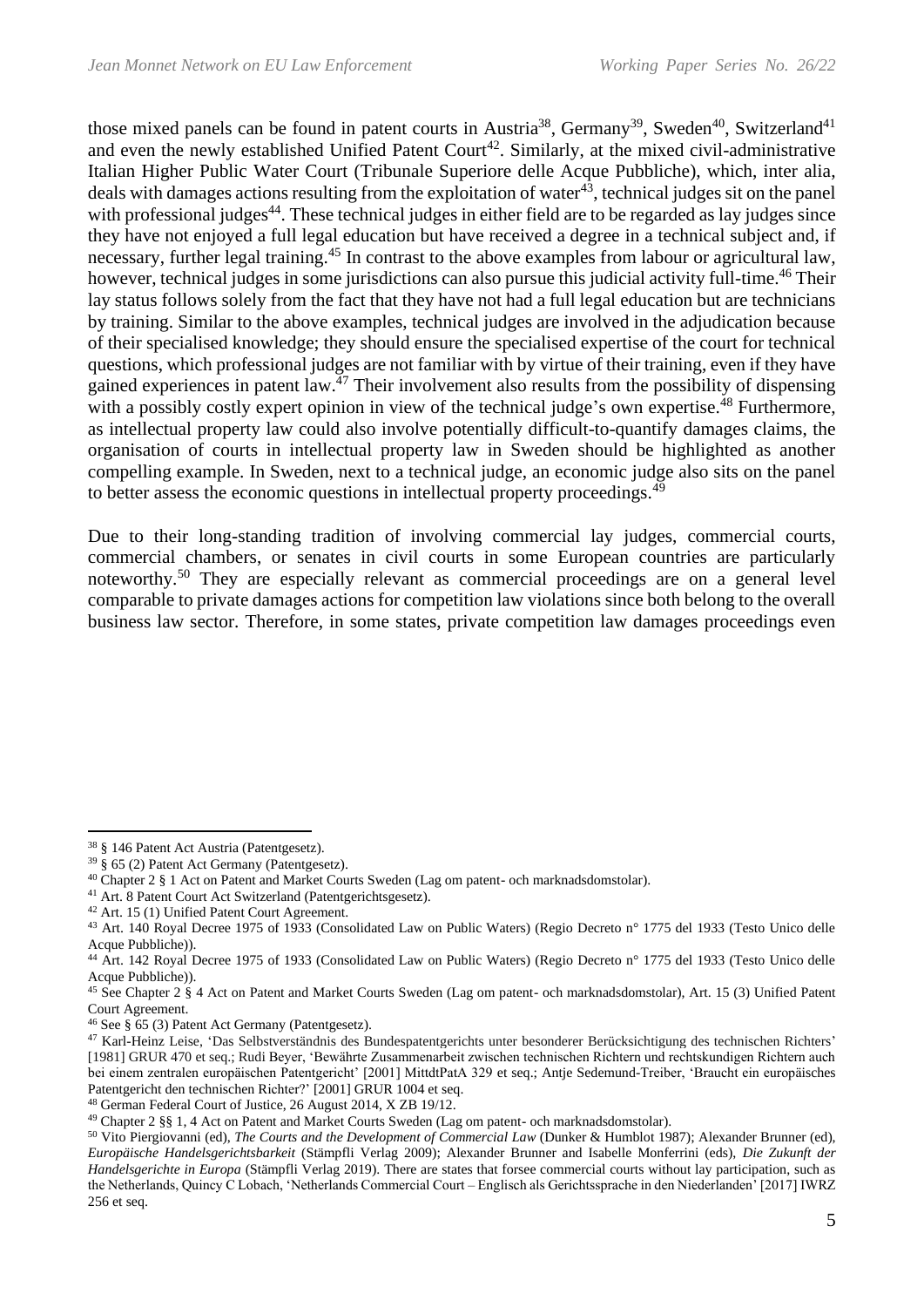those mixed panels can be found in patent courts in Austria[38], Germany[39], Sweden[40], Switzerland[41] and even the newly established Unified Patent Court[42]. Similarly, at the mixed civil-administrative Italian Higher Public Water Court (Tribunale Superiore delle Acque Pubbliche), which, inter alia, deals with damages actions resulting from the exploitation of water[43], technical judges sit on the panel with professional judges[44]. These technical judges in either field are to be regarded as lay judges since they have not enjoyed a full legal education but have received a degree in a technical subject and, if necessary, further legal training.[45] In contrast to the above examples from labour or agricultural law, however, technical judges in some jurisdictions can also pursue this judicial activity full-time.[46] Their lay status follows solely from the fact that they have not had a full legal education but are technicians by training. Similar to the above examples, technical judges are involved in the adjudication because of their specialised knowledge; they should ensure the specialised expertise of the court for technical questions, which professional judges are not familiar with by virtue of their training, even if they have gained experiences in patent law.[47] Their involvement also results from the possibility of dispensing with a possibly costly expert opinion in view of the technical judge's own expertise.[48] Furthermore, as intellectual property law could also involve potentially difficult-to-quantify damages claims, the organisation of courts in intellectual property law in Sweden should be highlighted as another compelling example. In Sweden, next to a technical judge, an economic judge also sits on the panel to better assess the economic questions in intellectual property proceedings.[49]

Due to their long-standing tradition of involving commercial lay judges, commercial courts, commercial chambers, or senates in civil courts in some European countries are particularly noteworthy.[50] They are especially relevant as commercial proceedings are on a general level comparable to private damages actions for competition law violations since both belong to the overall business law sector. Therefore, in some states, private competition law damages proceedings even

---

[38] § 146 Patent Act Austria (Patentgesetz).

[39] § 65 (2) Patent Act Germany (Patentgesetz).

[40] Chapter 2 § 1 Act on Patent and Market Courts Sweden (Lag om patent- och marknadsdomstolar).

[41] Art. 8 Patent Court Act Switzerland (Patentgerichtsgesetz).

[42] Art. 15 (1) Unified Patent Court Agreement.

[43] Art. 140 Royal Decree 1975 of 1933 (Consolidated Law on Public Waters) (Regio Decreto n° 1775 del 1933 (Testo Unico delle Acque Pubbliche)).

[44] Art. 142 Royal Decree 1975 of 1933 (Consolidated Law on Public Waters) (Regio Decreto n° 1775 del 1933 (Testo Unico delle Acque Pubbliche)).

[45] See Chapter 2 § 4 Act on Patent and Market Courts Sweden (Lag om patent- och marknadsdomstolar), Art. 15 (3) Unified Patent Court Agreement.

[46] See § 65 (3) Patent Act Germany (Patentgesetz).

[47] Karl-Heinz Leise, 'Das Selbstverständnis des Bundespatentgerichts unter besonderer Berücksichtigung des technischen Richters' [1981] GRUR 470 et seq.; Rudi Beyer, 'Bewährte Zusammenarbeit zwischen technischen Richtern und rechtskundigen Richtern auch bei einem zentralen europäischen Patentgericht' [2001] MittdtPatA 329 et seq.; Antje Sedemund-Treiber, 'Braucht ein europäisches Patentgericht den technischen Richter?' [2001] GRUR 1004 et seq.

[48] German Federal Court of Justice, 26 August 2014, X ZB 19/12.

[49] Chapter 2 §§ 1, 4 Act on Patent and Market Courts Sweden (Lag om patent- och marknadsdomstolar).

[50] Vito Piergiovanni (ed), *The Courts and the Development of Commercial Law* (Dunker & Humblot 1987); Alexander Brunner (ed), *Europäische Handelsgerichtsbarkeit* (Stämpfli Verlag 2009); Alexander Brunner and Isabelle Monferrini (eds), *Die Zukunft der Handelsgerichte in Europa* (Stämpfli Verlag 2019). There are states that forsee commercial courts without lay participation, such as the Netherlands, Quincy C Lobach, 'Netherlands Commercial Court – Englisch als Gerichtssprache in den Niederlanden' [2017] IWRZ 256 et seq.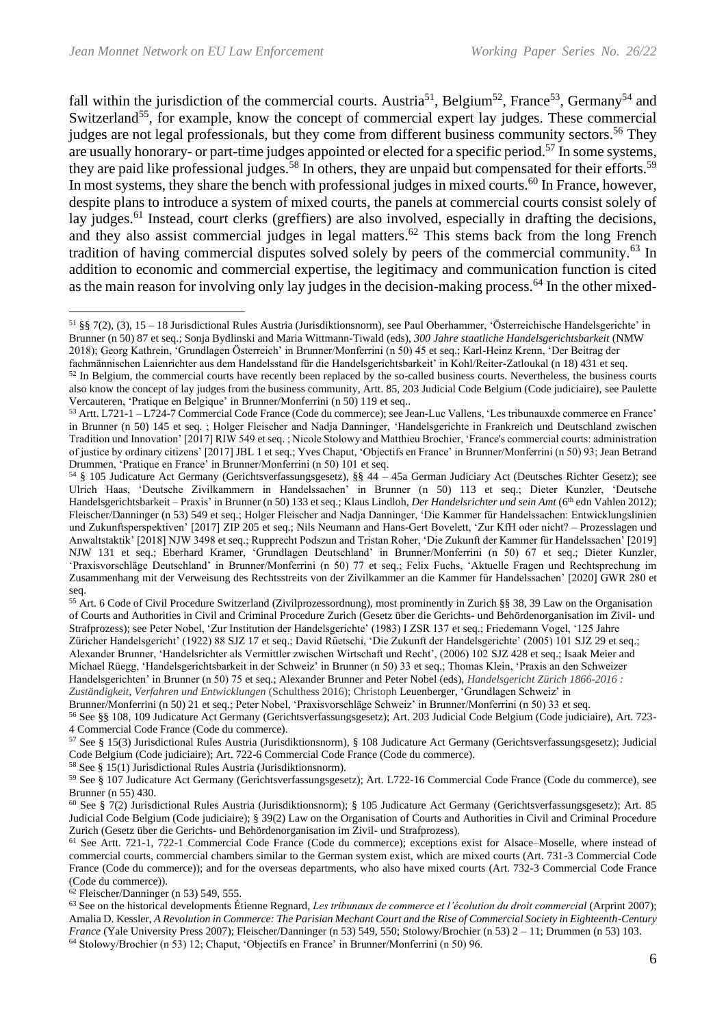fall within the jurisdiction of the commercial courts. Austria[51], Belgium[52], France[53], Germany[54] and Switzerland[55], for example, know the concept of commercial expert lay judges. These commercial judges are not legal professionals, but they come from different business community sectors.[56] They are usually honorary- or part-time judges appointed or elected for a specific period.[57] In some systems, they are paid like professional judges.[58] In others, they are unpaid but compensated for their efforts.[59] In most systems, they share the bench with professional judges in mixed courts.[60] In France, however, despite plans to introduce a system of mixed courts, the panels at commercial courts consist solely of lay judges.[61] Instead, court clerks (greffiers) are also involved, especially in drafting the decisions, and they also assist commercial judges in legal matters.[62] This stems back from the long French tradition of having commercial disputes solved solely by peers of the commercial community.[63] In addition to economic and commercial expertise, the legitimacy and communication function is cited as the main reason for involving only lay judges in the decision-making process.[64] In the other mixed-

---

[51] §§ 7(2), (3), 15 – 18 Jurisdictional Rules Austria (Jurisdiktionsnorm), see Paul Oberhammer, 'Österreichische Handelsgerichte' in Brunner (n 50) 87 et seq.; Sonja Bydlinski and Maria Wittmann-Tiwald (eds), *300 Jahre staatliche Handelsgerichtsbarkeit* (NMW 2018); Georg Kathrein, 'Grundlagen Österreich' in Brunner/Monferrini (n 50) 45 et seq.; Karl-Heinz Krenn, 'Der Beitrag der fachmännischen Laienrichter aus dem Handelsstand für die Handelsgerichtsbarkeit' in Kohl/Reiter-Zatloukal (n 18) 431 et seq.

[52] In Belgium, the commercial courts have recently been replaced by the so-called business courts. Nevertheless, the business courts also know the concept of lay judges from the business community, Artt. 85, 203 Judicial Code Belgium (Code judiciaire), see Paulette Vercauteren, 'Pratique en Belgique' in Brunner/Monferrini (n 50) 119 et seq..

[53] Artt. L721-1 – L724-7 Commercial Code France (Code du commerce); see Jean-Luc Vallens, 'Les tribunauxde commerce en France' in Brunner (n 50) 145 et seq. ; Holger Fleischer and Nadja Danninger, 'Handelsgerichte in Frankreich und Deutschland zwischen Tradition und Innovation' [2017] RIW 549 et seq. ; Nicole Stolowy and Matthieu Brochier, 'France's commercial courts: administration of justice by ordinary citizens' [2017] JBL 1 et seq.; Yves Chaput, 'Objectifs en France' in Brunner/Monferrini (n 50) 93; Jean Betrand Drummen, 'Pratique en France' in Brunner/Monferrini (n 50) 101 et seq.

[54] § 105 Judicature Act Germany (Gerichtsverfassungsgesetz), §§ 44 – 45a German Judiciary Act (Deutsches Richter Gesetz); see Ulrich Haas, 'Deutsche Zivilkammern in Handelssachen' in Brunner (n 50) 113 et seq.; Dieter Kunzler, 'Deutsche Handelsgerichtsbarkeit – Praxis' in Brunner (n 50) 133 et seq.; Klaus Lindloh, *Der Handelsrichter und sein Amt* (6th edn Vahlen 2012); Fleischer/Danninger (n 53) 549 et seq.; Holger Fleischer and Nadja Danninger, 'Die Kammer für Handelssachen: Entwicklungslinien und Zukunftsperspektiven' [2017] ZIP 205 et seq.; Nils Neumann and Hans-Gert Bovelett, 'Zur KfH oder nicht? – Prozesslagen und Anwaltstaktik' [2018] NJW 3498 et seq.; Rupprecht Podszun and Tristan Roher, 'Die Zukunft der Kammer für Handelssachen' [2019] NJW 131 et seq.; Eberhard Kramer, 'Grundlagen Deutschland' in Brunner/Monferrini (n 50) 67 et seq.; Dieter Kunzler, 'Praxisvorschläge Deutschland' in Brunner/Monferrini (n 50) 77 et seq.; Felix Fuchs, 'Aktuelle Fragen und Rechtsprechung im Zusammenhang mit der Verweisung des Rechtsstreits von der Zivilkammer an die Kammer für Handelssachen' [2020] GWR 280 et seq.

[55] Art. 6 Code of Civil Procedure Switzerland (Zivilprozessordnung), most prominently in Zurich §§ 38, 39 Law on the Organisation of Courts and Authorities in Civil and Criminal Procedure Zurich (Gesetz über die Gerichts- und Behördenorganisation im Zivil- und Strafprozess); see Peter Nobel, 'Zur Institution der Handelsgerichte' (1983) I ZSR 137 et seq.; Friedemann Vogel, '125 Jahre Züricher Handelsgericht' (1922) 88 SJZ 17 et seq.; David Rüetschi, 'Die Zukunft der Handelsgerichte' (2005) 101 SJZ 29 et seq.; Alexander Brunner, 'Handelsrichter als Vermittler zwischen Wirtschaft und Recht', (2006) 102 SJZ 428 et seq.; Isaak Meier and Michael Rüegg, 'Handelsgerichtsbarkeit in der Schweiz' in Brunner (n 50) 33 et seq.; Thomas Klein, 'Praxis an den Schweizer Handelsgerichten' in Brunner (n 50) 75 et seq.; Alexander Brunner and Peter Nobel (eds), *Handelsgericht Zürich 1866-2016 : Zuständigkeit, Verfahren und Entwicklungen* (Schulthess 2016); Christoph Leuenberger, 'Grundlagen Schweiz' in Brunner/Monferrini (n 50) 21 et seq.; Peter Nobel, 'Praxisvorschläge Schweiz' in Brunner/Monferrini (n 50) 33 et seq.

[56] See §§ 108, 109 Judicature Act Germany (Gerichtsverfassungsgesetz); Art. 203 Judicial Code Belgium (Code judiciaire), Art. 723-4 Commercial Code France (Code du commerce).

[57] See § 15(3) Jurisdictional Rules Austria (Jurisdiktionsnorm), § 108 Judicature Act Germany (Gerichtsverfassungsgesetz); Judicial Code Belgium (Code judiciaire); Art. 722-6 Commercial Code France (Code du commerce).

[58] See § 15(1) Jurisdictional Rules Austria (Jurisdiktionsnorm).

[59] See § 107 Judicature Act Germany (Gerichtsverfassungsgesetz); Art. L722-16 Commercial Code France (Code du commerce), see Brunner (n 55) 430.

[60] See § 7(2) Jurisdictional Rules Austria (Jurisdiktionsnorm); § 105 Judicature Act Germany (Gerichtsverfassungsgesetz); Art. 85 Judicial Code Belgium (Code judiciaire); § 39(2) Law on the Organisation of Courts and Authorities in Civil and Criminal Procedure Zurich (Gesetz über die Gerichts- und Behördenorganisation im Zivil- und Strafprozess).

[61] See Artt. 721-1, 722-1 Commercial Code France (Code du commerce); exceptions exist for Alsace–Moselle, where instead of commercial courts, commercial chambers similar to the German system exist, which are mixed courts (Art. 731-3 Commercial Code France (Code du commerce)); and for the overseas departments, who also have mixed courts (Art. 732-3 Commercial Code France (Code du commerce)).

[62] Fleischer/Danninger (n 53) 549, 555.

[63] See on the historical developments Étienne Regnard, *Les tribunaux de commerce et l'écolution du droit commercial* (Arprint 2007); Amalia D. Kessler, *A Revolution in Commerce: The Parisian Mechant Court and the Rise of Commercial Society in Eighteenth-Century France* (Yale University Press 2007); Fleischer/Danninger (n 53) 549, 550; Stolowy/Brochier (n 53) 2 – 11; Drummen (n 53) 103.

[64] Stolowy/Brochier (n 53) 12; Chaput, 'Objectifs en France' in Brunner/Monferrini (n 50) 96.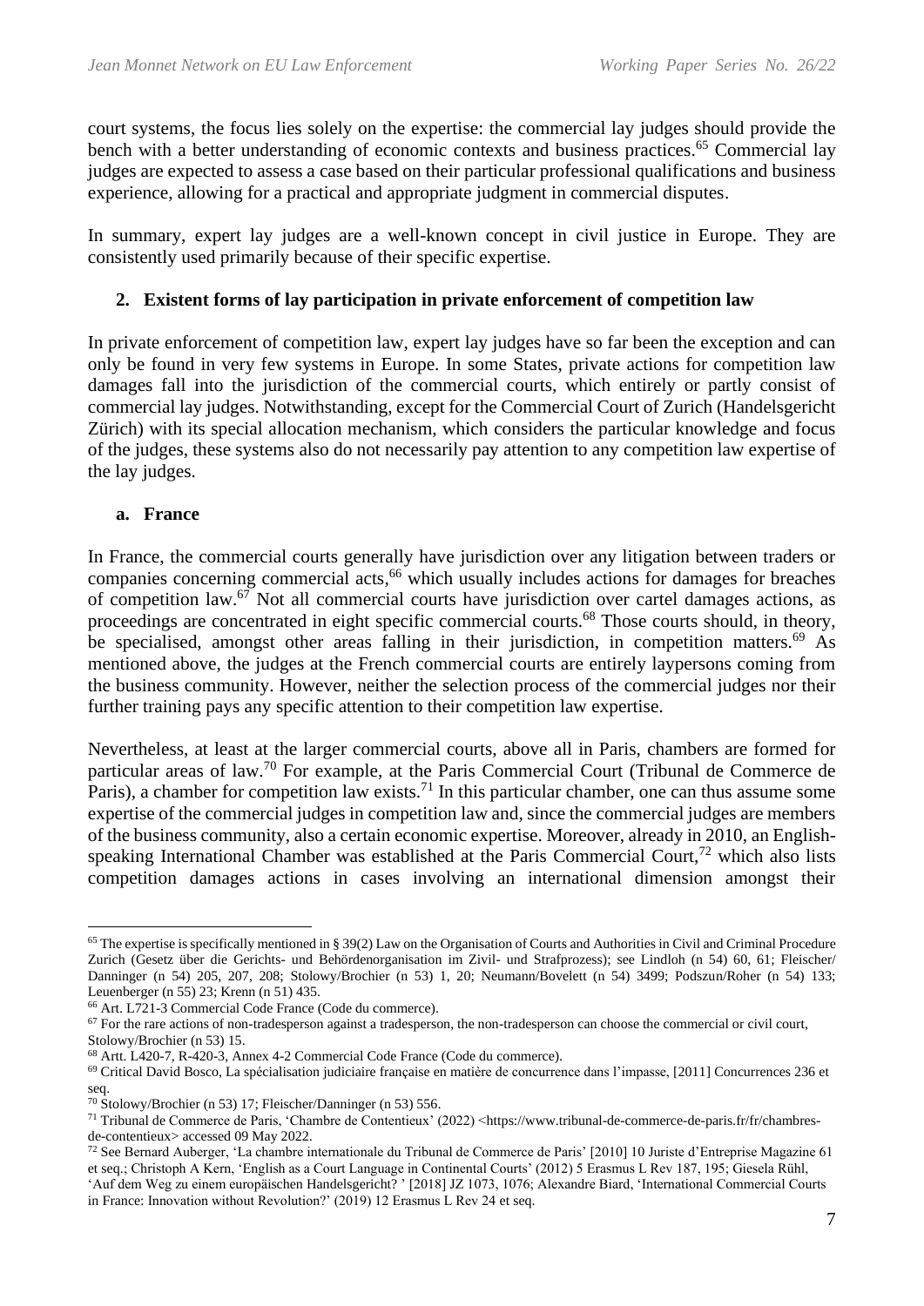court systems, the focus lies solely on the expertise: the commercial lay judges should provide the bench with a better understanding of economic contexts and business practices.[65] Commercial lay judges are expected to assess a case based on their particular professional qualifications and business experience, allowing for a practical and appropriate judgment in commercial disputes.

In summary, expert lay judges are a well-known concept in civil justice in Europe. They are consistently used primarily because of their specific expertise.

## 2. Existent forms of lay participation in private enforcement of competition law

In private enforcement of competition law, expert lay judges have so far been the exception and can only be found in very few systems in Europe. In some States, private actions for competition law damages fall into the jurisdiction of the commercial courts, which entirely or partly consist of commercial lay judges. Notwithstanding, except for the Commercial Court of Zurich (Handelsgericht Zürich) with its special allocation mechanism, which considers the particular knowledge and focus of the judges, these systems also do not necessarily pay attention to any competition law expertise of the lay judges.

### a. France

In France, the commercial courts generally have jurisdiction over any litigation between traders or companies concerning commercial acts,[66] which usually includes actions for damages for breaches of competition law.[67] Not all commercial courts have jurisdiction over cartel damages actions, as proceedings are concentrated in eight specific commercial courts.[68] Those courts should, in theory, be specialised, amongst other areas falling in their jurisdiction, in competition matters.[69] As mentioned above, the judges at the French commercial courts are entirely laypersons coming from the business community. However, neither the selection process of the commercial judges nor their further training pays any specific attention to their competition law expertise.

Nevertheless, at least at the larger commercial courts, above all in Paris, chambers are formed for particular areas of law.[70] For example, at the Paris Commercial Court (Tribunal de Commerce de Paris), a chamber for competition law exists.[71] In this particular chamber, one can thus assume some expertise of the commercial judges in competition law and, since the commercial judges are members of the business community, also a certain economic expertise. Moreover, already in 2010, an English-speaking International Chamber was established at the Paris Commercial Court,[72] which also lists competition damages actions in cases involving an international dimension amongst their

---

[65] The expertise is specifically mentioned in § 39(2) Law on the Organisation of Courts and Authorities in Civil and Criminal Procedure Zurich (Gesetz über die Gerichts- und Behördenorganisation im Zivil- und Strafprozess); see Lindloh (n 54) 60, 61; Fleischer/ Danninger (n 54) 205, 207, 208; Stolowy/Brochier (n 53) 1, 20; Neumann/Bovelett (n 54) 3499; Podszun/Roher (n 54) 133; Leuenberger (n 55) 23; Krenn (n 51) 435.

[66] Art. L721-3 Commercial Code France (Code du commerce).

[67] For the rare actions of non-tradesperson against a tradesperson, the non-tradesperson can choose the commercial or civil court, Stolowy/Brochier (n 53) 15.

[68] Artt. L420-7, R-420-3, Annex 4-2 Commercial Code France (Code du commerce).

[69] Critical David Bosco, La spécialisation judiciaire française en matière de concurrence dans l'impasse, [2011] Concurrences 236 et seq.

[70] Stolowy/Brochier (n 53) 17; Fleischer/Danninger (n 53) 556.

[71] Tribunal de Commerce de Paris, 'Chambre de Contentieux' (2022) <https://www.tribunal-de-commerce-de-paris.fr/fr/chambres-de-contentieux> accessed 09 May 2022.

[72] See Bernard Auberger, 'La chambre internationale du Tribunal de Commerce de Paris' [2010] 10 Juriste d'Entreprise Magazine 61 et seq.; Christoph A Kern, 'English as a Court Language in Continental Courts' (2012) 5 Erasmus L Rev 187, 195; Giesela Rühl, 'Auf dem Weg zu einem europäischen Handelsgericht? ' [2018] JZ 1073, 1076; Alexandre Biard, 'International Commercial Courts in France: Innovation without Revolution?' (2019) 12 Erasmus L Rev 24 et seq.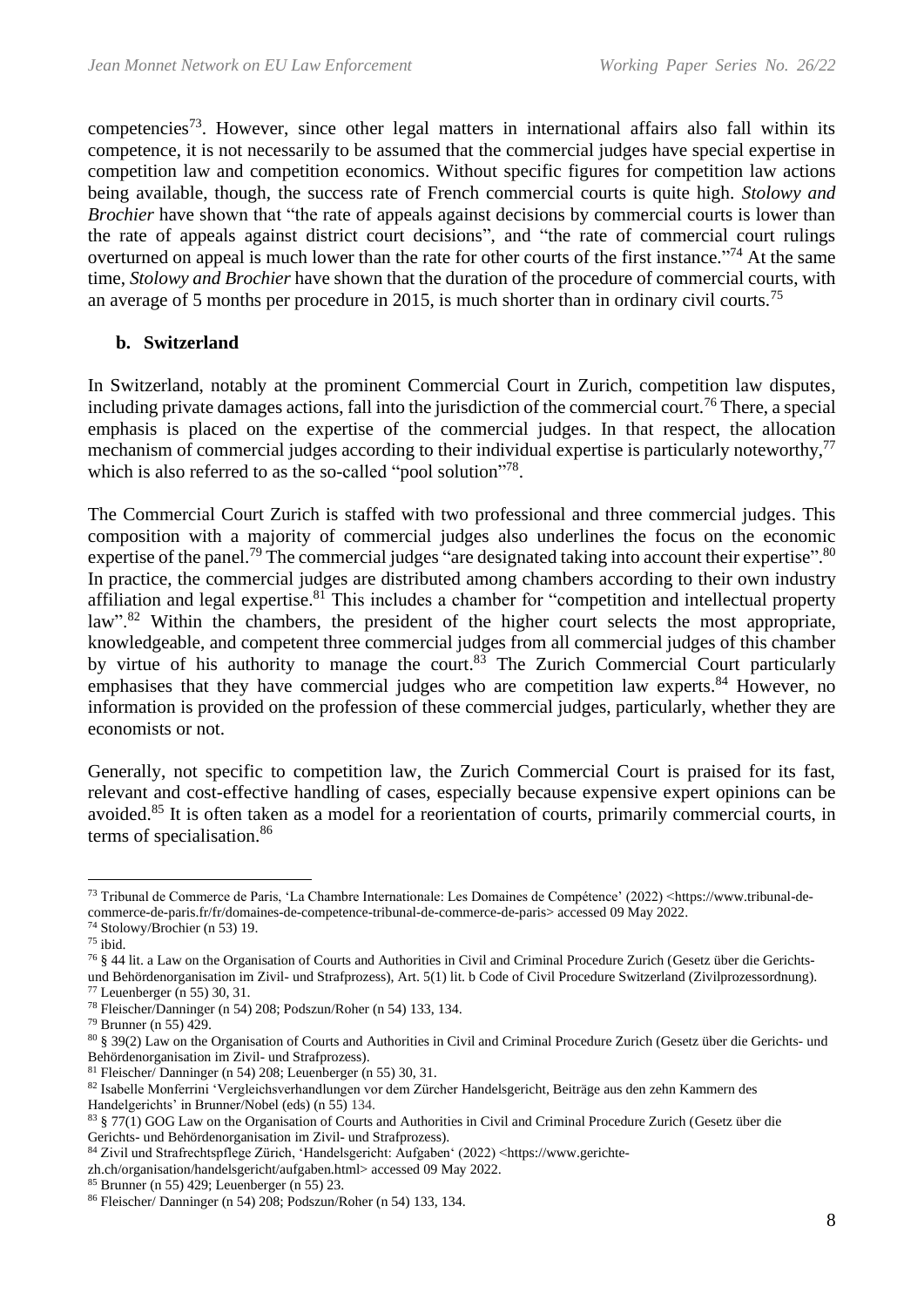competencies[73]. However, since other legal matters in international affairs also fall within its competence, it is not necessarily to be assumed that the commercial judges have special expertise in competition law and competition economics. Without specific figures for competition law actions being available, though, the success rate of French commercial courts is quite high. *Stolowy and Brochier* have shown that "the rate of appeals against decisions by commercial courts is lower than the rate of appeals against district court decisions", and "the rate of commercial court rulings overturned on appeal is much lower than the rate for other courts of the first instance."[74] At the same time, *Stolowy and Brochier* have shown that the duration of the procedure of commercial courts, with an average of 5 months per procedure in 2015, is much shorter than in ordinary civil courts.[75]

### b. Switzerland

In Switzerland, notably at the prominent Commercial Court in Zurich, competition law disputes, including private damages actions, fall into the jurisdiction of the commercial court.[76] There, a special emphasis is placed on the expertise of the commercial judges. In that respect, the allocation mechanism of commercial judges according to their individual expertise is particularly noteworthy,[77] which is also referred to as the so-called "pool solution"[78].

The Commercial Court Zurich is staffed with two professional and three commercial judges. This composition with a majority of commercial judges also underlines the focus on the economic expertise of the panel.[79] The commercial judges "are designated taking into account their expertise".[80] In practice, the commercial judges are distributed among chambers according to their own industry affiliation and legal expertise.[81] This includes a chamber for "competition and intellectual property law".[82] Within the chambers, the president of the higher court selects the most appropriate, knowledgeable, and competent three commercial judges from all commercial judges of this chamber by virtue of his authority to manage the court.[83] The Zurich Commercial Court particularly emphasises that they have commercial judges who are competition law experts.[84] However, no information is provided on the profession of these commercial judges, particularly, whether they are economists or not.

Generally, not specific to competition law, the Zurich Commercial Court is praised for its fast, relevant and cost-effective handling of cases, especially because expensive expert opinions can be avoided.[85] It is often taken as a model for a reorientation of courts, primarily commercial courts, in terms of specialisation.[86]

---

[73] Tribunal de Commerce de Paris, 'La Chambre Internationale: Les Domaines de Compétence' (2022) <https://www.tribunal-de-commerce-de-paris.fr/fr/domaines-de-competence-tribunal-de-commerce-de-paris> accessed 09 May 2022.

[74] Stolowy/Brochier (n 53) 19.

[75] ibid.

[76] § 44 lit. a Law on the Organisation of Courts and Authorities in Civil and Criminal Procedure Zurich (Gesetz über die Gerichts- und Behördenorganisation im Zivil- und Strafprozess), Art. 5(1) lit. b Code of Civil Procedure Switzerland (Zivilprozessordnung).

[77] Leuenberger (n 55) 30, 31.

[78] Fleischer/Danninger (n 54) 208; Podszun/Roher (n 54) 133, 134.

[79] Brunner (n 55) 429.

[80] § 39(2) Law on the Organisation of Courts and Authorities in Civil and Criminal Procedure Zurich (Gesetz über die Gerichts- und Behördenorganisation im Zivil- und Strafprozess).

[81] Fleischer/ Danninger (n 54) 208; Leuenberger (n 55) 30, 31.

[82] Isabelle Monferrini 'Vergleichsverhandlungen vor dem Zürcher Handelsgericht, Beiträge aus den zehn Kammern des Handelgerichts' in Brunner/Nobel (eds) (n 55) 134.

[83] § 77(1) GOG Law on the Organisation of Courts and Authorities in Civil and Criminal Procedure Zurich (Gesetz über die Gerichts- und Behördenorganisation im Zivil- und Strafprozess).

[84] Zivil und Strafrechtspflege Zürich, 'Handelsgericht: Aufgaben' (2022) <https://www.gerichte-zh.ch/organisation/handelsgericht/aufgaben.html> accessed 09 May 2022.

[85] Brunner (n 55) 429; Leuenberger (n 55) 23.

[86] Fleischer/ Danninger (n 54) 208; Podszun/Roher (n 54) 133, 134.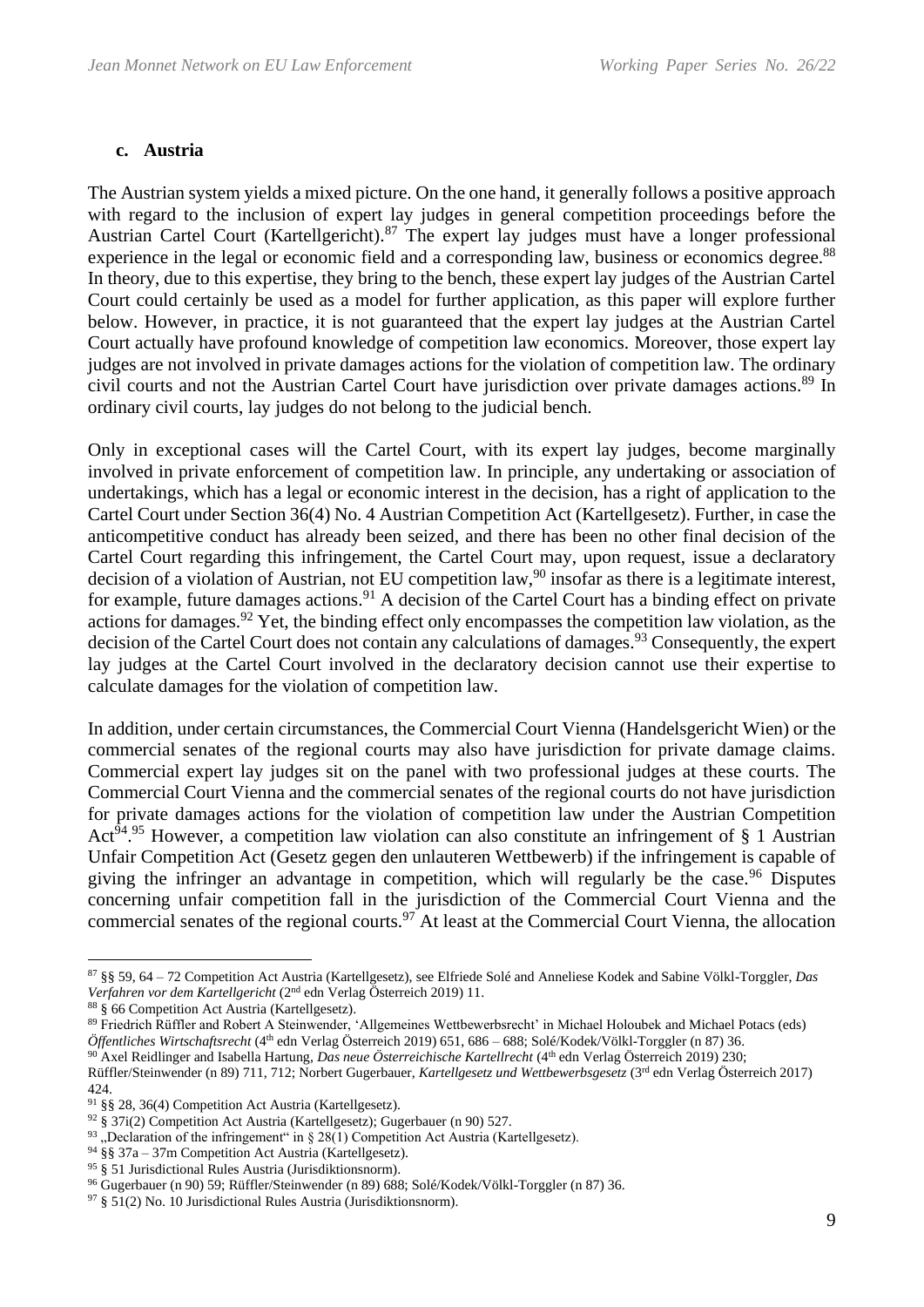### c. Austria

The Austrian system yields a mixed picture. On the one hand, it generally follows a positive approach with regard to the inclusion of expert lay judges in general competition proceedings before the Austrian Cartel Court (Kartellgericht).[87] The expert lay judges must have a longer professional experience in the legal or economic field and a corresponding law, business or economics degree.[88] In theory, due to this expertise, they bring to the bench, these expert lay judges of the Austrian Cartel Court could certainly be used as a model for further application, as this paper will explore further below. However, in practice, it is not guaranteed that the expert lay judges at the Austrian Cartel Court actually have profound knowledge of competition law economics. Moreover, those expert lay judges are not involved in private damages actions for the violation of competition law. The ordinary civil courts and not the Austrian Cartel Court have jurisdiction over private damages actions.[89] In ordinary civil courts, lay judges do not belong to the judicial bench.

Only in exceptional cases will the Cartel Court, with its expert lay judges, become marginally involved in private enforcement of competition law. In principle, any undertaking or association of undertakings, which has a legal or economic interest in the decision, has a right of application to the Cartel Court under Section 36(4) No. 4 Austrian Competition Act (Kartellgesetz). Further, in case the anticompetitive conduct has already been seized, and there has been no other final decision of the Cartel Court regarding this infringement, the Cartel Court may, upon request, issue a declaratory decision of a violation of Austrian, not EU competition law,[90] insofar as there is a legitimate interest, for example, future damages actions.[91] A decision of the Cartel Court has a binding effect on private actions for damages.[92] Yet, the binding effect only encompasses the competition law violation, as the decision of the Cartel Court does not contain any calculations of damages.[93] Consequently, the expert lay judges at the Cartel Court involved in the declaratory decision cannot use their expertise to calculate damages for the violation of competition law.

In addition, under certain circumstances, the Commercial Court Vienna (Handelsgericht Wien) or the commercial senates of the regional courts may also have jurisdiction for private damage claims. Commercial expert lay judges sit on the panel with two professional judges at these courts. The Commercial Court Vienna and the commercial senates of the regional courts do not have jurisdiction for private damages actions for the violation of competition law under the Austrian Competition Act[94].[95] However, a competition law violation can also constitute an infringement of § 1 Austrian Unfair Competition Act (Gesetz gegen den unlauteren Wettbewerb) if the infringement is capable of giving the infringer an advantage in competition, which will regularly be the case.[96] Disputes concerning unfair competition fall in the jurisdiction of the Commercial Court Vienna and the commercial senates of the regional courts.[97] At least at the Commercial Court Vienna, the allocation

---

[87] §§ 59, 64 – 72 Competition Act Austria (Kartellgesetz), see Elfriede Solé and Anneliese Kodek and Sabine Völkl-Torggler, *Das Verfahren vor dem Kartellgericht* (2nd edn Verlag Österreich 2019) 11.

[88] § 66 Competition Act Austria (Kartellgesetz).

[89] Friedrich Rüffler and Robert A Steinwender, 'Allgemeines Wettbewerbsrecht' in Michael Holoubek and Michael Potacs (eds) *Öffentliches Wirtschaftsrecht* (4th edn Verlag Österreich 2019) 651, 686 – 688; Solé/Kodek/Völkl-Torggler (n 87) 36.

[90] Axel Reidlinger and Isabella Hartung, *Das neue Österreichische Kartellrecht* (4th edn Verlag Österreich 2019) 230; Rüffler/Steinwender (n 89) 711, 712; Norbert Gugerbauer, *Kartellgesetz und Wettbewerbsgesetz* (3rd edn Verlag Österreich 2017) 424.

[91] §§ 28, 36(4) Competition Act Austria (Kartellgesetz).

[92] § 37i(2) Competition Act Austria (Kartellgesetz); Gugerbauer (n 90) 527.

[93] „Declaration of the infringement" in § 28(1) Competition Act Austria (Kartellgesetz).

[94] §§ 37a – 37m Competition Act Austria (Kartellgesetz).

[95] § 51 Jurisdictional Rules Austria (Jurisdiktionsnorm).

[96] Gugerbauer (n 90) 59; Rüffler/Steinwender (n 89) 688; Solé/Kodek/Völkl-Torggler (n 87) 36.

[97] § 51(2) No. 10 Jurisdictional Rules Austria (Jurisdiktionsnorm).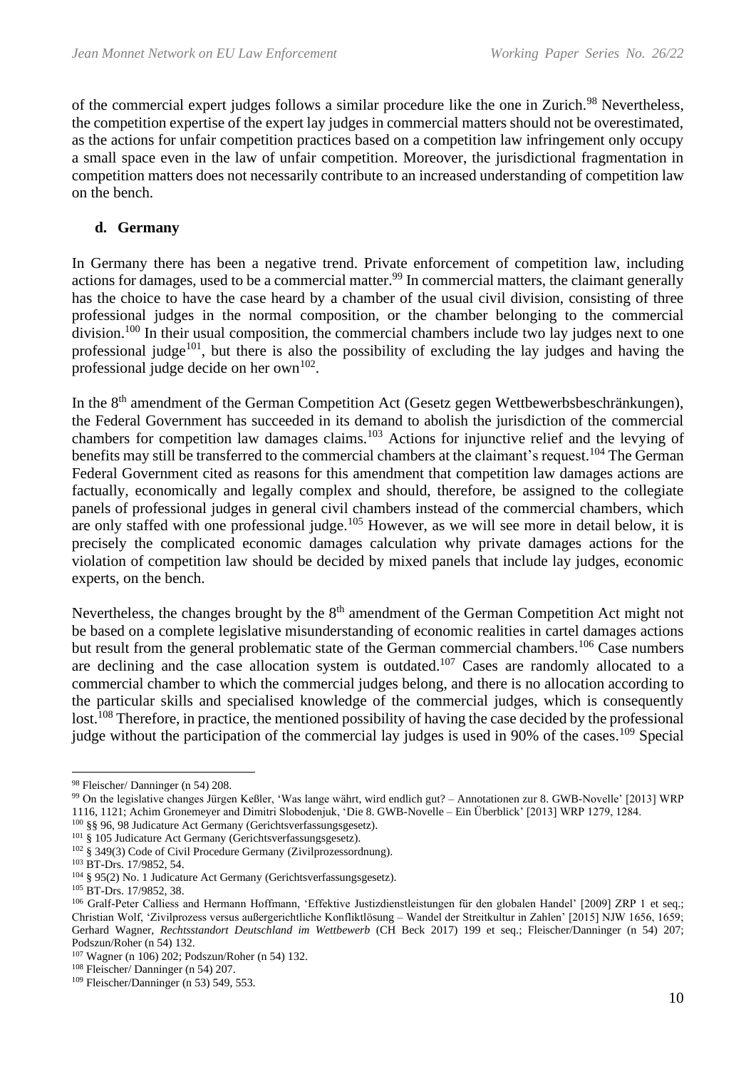of the commercial expert judges follows a similar procedure like the one in Zurich.[98] Nevertheless, the competition expertise of the expert lay judges in commercial matters should not be overestimated, as the actions for unfair competition practices based on a competition law infringement only occupy a small space even in the law of unfair competition. Moreover, the jurisdictional fragmentation in competition matters does not necessarily contribute to an increased understanding of competition law on the bench.

### d. Germany

In Germany there has been a negative trend. Private enforcement of competition law, including actions for damages, used to be a commercial matter.[99] In commercial matters, the claimant generally has the choice to have the case heard by a chamber of the usual civil division, consisting of three professional judges in the normal composition, or the chamber belonging to the commercial division.[100] In their usual composition, the commercial chambers include two lay judges next to one professional judge[101], but there is also the possibility of excluding the lay judges and having the professional judge decide on her own[102].

In the 8th amendment of the German Competition Act (Gesetz gegen Wettbewerbsbeschränkungen), the Federal Government has succeeded in its demand to abolish the jurisdiction of the commercial chambers for competition law damages claims.[103] Actions for injunctive relief and the levying of benefits may still be transferred to the commercial chambers at the claimant's request.[104] The German Federal Government cited as reasons for this amendment that competition law damages actions are factually, economically and legally complex and should, therefore, be assigned to the collegiate panels of professional judges in general civil chambers instead of the commercial chambers, which are only staffed with one professional judge.[105] However, as we will see more in detail below, it is precisely the complicated economic damages calculation why private damages actions for the violation of competition law should be decided by mixed panels that include lay judges, economic experts, on the bench.

Nevertheless, the changes brought by the 8th amendment of the German Competition Act might not be based on a complete legislative misunderstanding of economic realities in cartel damages actions but result from the general problematic state of the German commercial chambers.[106] Case numbers are declining and the case allocation system is outdated.[107] Cases are randomly allocated to a commercial chamber to which the commercial judges belong, and there is no allocation according to the particular skills and specialised knowledge of the commercial judges, which is consequently lost.[108] Therefore, in practice, the mentioned possibility of having the case decided by the professional judge without the participation of the commercial lay judges is used in 90% of the cases.[109] Special

---

[98] Fleischer/ Danninger (n 54) 208.

[99] On the legislative changes Jürgen Keßler, 'Was lange währt, wird endlich gut? – Annotationen zur 8. GWB-Novelle' [2013] WRP 1116, 1121; Achim Gronemeyer and Dimitri Slobodenjuk, 'Die 8. GWB-Novelle – Ein Überblick' [2013] WRP 1279, 1284.

[100] §§ 96, 98 Judicature Act Germany (Gerichtsverfassungsgesetz).

[101] § 105 Judicature Act Germany (Gerichtsverfassungsgesetz).

[102] § 349(3) Code of Civil Procedure Germany (Zivilprozessordnung).

[103] BT-Drs. 17/9852, 54.

[104] § 95(2) No. 1 Judicature Act Germany (Gerichtsverfassungsgesetz).

[105] BT-Drs. 17/9852, 38.

[106] Gralf-Peter Calliess and Hermann Hoffmann, 'Effektive Justizdienstleistungen für den globalen Handel' [2009] ZRP 1 et seq.; Christian Wolf, 'Zivilprozess versus außergerichtliche Konfliktlösung – Wandel der Streitkultur in Zahlen' [2015] NJW 1656, 1659; Gerhard Wagner, *Rechtsstandort Deutschland im Wettbewerb* (CH Beck 2017) 199 et seq.; Fleischer/Danninger (n 54) 207; Podszun/Roher (n 54) 132.

[107] Wagner (n 106) 202; Podszun/Roher (n 54) 132.

[108] Fleischer/ Danninger (n 54) 207.

[109] Fleischer/Danninger (n 53) 549, 553.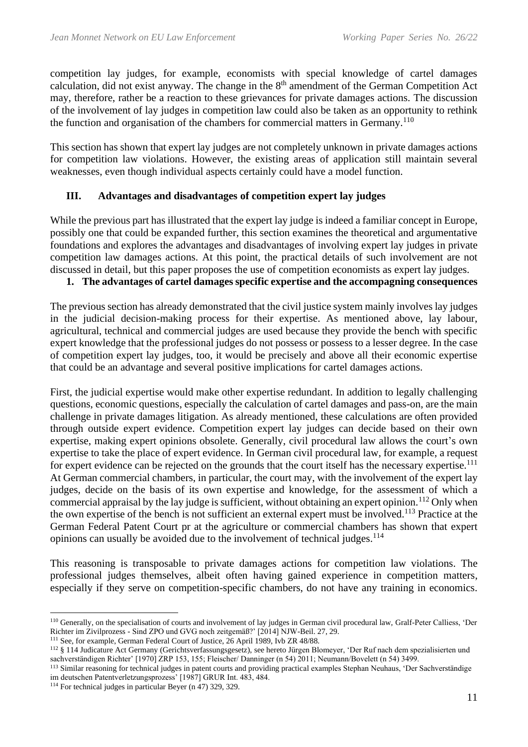competition lay judges, for example, economists with special knowledge of cartel damages calculation, did not exist anyway. The change in the 8th amendment of the German Competition Act may, therefore, rather be a reaction to these grievances for private damages actions. The discussion of the involvement of lay judges in competition law could also be taken as an opportunity to rethink the function and organisation of the chambers for commercial matters in Germany.[110]

This section has shown that expert lay judges are not completely unknown in private damages actions for competition law violations. However, the existing areas of application still maintain several weaknesses, even though individual aspects certainly could have a model function.

## III. Advantages and disadvantages of competition expert lay judges

While the previous part has illustrated that the expert lay judge is indeed a familiar concept in Europe, possibly one that could be expanded further, this section examines the theoretical and argumentative foundations and explores the advantages and disadvantages of involving expert lay judges in private competition law damages actions. At this point, the practical details of such involvement are not discussed in detail, but this paper proposes the use of competition economists as expert lay judges.

### 1. The advantages of cartel damages specific expertise and the accompagning consequences

The previous section has already demonstrated that the civil justice system mainly involves lay judges in the judicial decision-making process for their expertise. As mentioned above, lay labour, agricultural, technical and commercial judges are used because they provide the bench with specific expert knowledge that the professional judges do not possess or possess to a lesser degree. In the case of competition expert lay judges, too, it would be precisely and above all their economic expertise that could be an advantage and several positive implications for cartel damages actions.

First, the judicial expertise would make other expertise redundant. In addition to legally challenging questions, economic questions, especially the calculation of cartel damages and pass-on, are the main challenge in private damages litigation. As already mentioned, these calculations are often provided through outside expert evidence. Competition expert lay judges can decide based on their own expertise, making expert opinions obsolete. Generally, civil procedural law allows the court's own expertise to take the place of expert evidence. In German civil procedural law, for example, a request for expert evidence can be rejected on the grounds that the court itself has the necessary expertise.[111] At German commercial chambers, in particular, the court may, with the involvement of the expert lay judges, decide on the basis of its own expertise and knowledge, for the assessment of which a commercial appraisal by the lay judge is sufficient, without obtaining an expert opinion.[112] Only when the own expertise of the bench is not sufficient an external expert must be involved.[113] Practice at the German Federal Patent Court pr at the agriculture or commercial chambers has shown that expert opinions can usually be avoided due to the involvement of technical judges.[114]

This reasoning is transposable to private damages actions for competition law violations. The professional judges themselves, albeit often having gained experience in competition matters, especially if they serve on competition-specific chambers, do not have any training in economics.

---

[110] Generally, on the specialisation of courts and involvement of lay judges in German civil procedural law, Gralf-Peter Calliess, 'Der Richter im Zivilprozess - Sind ZPO und GVG noch zeitgemäß?' [2014] NJW-Beil. 27, 29.

[111] See, for example, German Federal Court of Justice, 26 April 1989, Ivb ZR 48/88.

[112] § 114 Judicature Act Germany (Gerichtsverfassungsgesetz), see hereto Jürgen Blomeyer, 'Der Ruf nach dem spezialisierten und sachverständigen Richter' [1970] ZRP 153, 155; Fleischer/ Danninger (n 54) 2011; Neumann/Bovelett (n 54) 3499.

[113] Similar reasoning for technical judges in patent courts and providing practical examples Stephan Neuhaus, 'Der Sachverständige im deutschen Patentverletzungsprozess' [1987] GRUR Int. 483, 484.

[114] For technical judges in particular Beyer (n 47) 329, 329.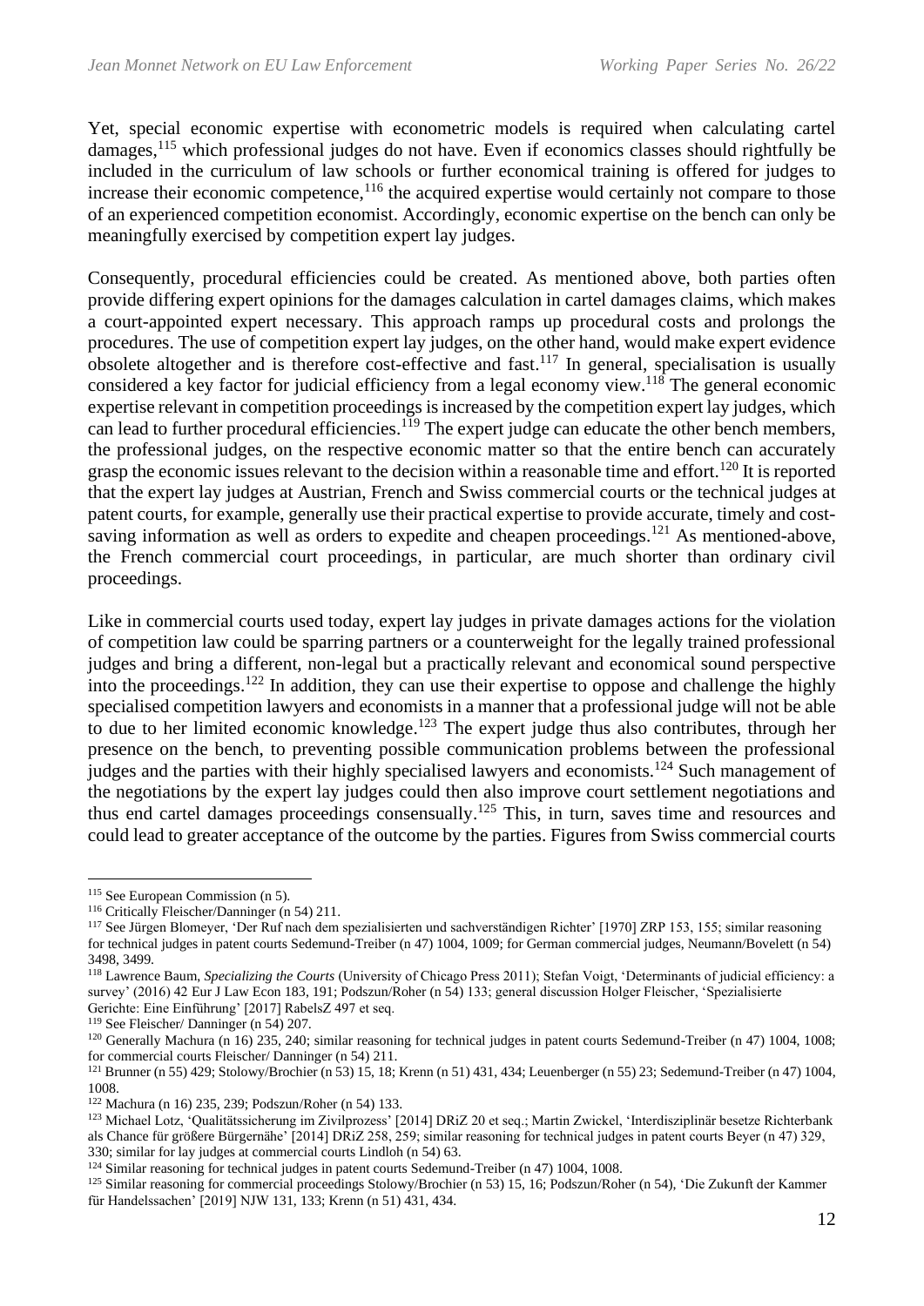Yet, special economic expertise with econometric models is required when calculating cartel damages,[115] which professional judges do not have. Even if economics classes should rightfully be included in the curriculum of law schools or further economical training is offered for judges to increase their economic competence,[116] the acquired expertise would certainly not compare to those of an experienced competition economist. Accordingly, economic expertise on the bench can only be meaningfully exercised by competition expert lay judges.

Consequently, procedural efficiencies could be created. As mentioned above, both parties often provide differing expert opinions for the damages calculation in cartel damages claims, which makes a court-appointed expert necessary. This approach ramps up procedural costs and prolongs the procedures. The use of competition expert lay judges, on the other hand, would make expert evidence obsolete altogether and is therefore cost-effective and fast.[117] In general, specialisation is usually considered a key factor for judicial efficiency from a legal economy view.[118] The general economic expertise relevant in competition proceedings is increased by the competition expert lay judges, which can lead to further procedural efficiencies.[119] The expert judge can educate the other bench members, the professional judges, on the respective economic matter so that the entire bench can accurately grasp the economic issues relevant to the decision within a reasonable time and effort.[120] It is reported that the expert lay judges at Austrian, French and Swiss commercial courts or the technical judges at patent courts, for example, generally use their practical expertise to provide accurate, timely and cost-saving information as well as orders to expedite and cheapen proceedings.[121] As mentioned-above, the French commercial court proceedings, in particular, are much shorter than ordinary civil proceedings.

Like in commercial courts used today, expert lay judges in private damages actions for the violation of competition law could be sparring partners or a counterweight for the legally trained professional judges and bring a different, non-legal but a practically relevant and economical sound perspective into the proceedings.[122] In addition, they can use their expertise to oppose and challenge the highly specialised competition lawyers and economists in a manner that a professional judge will not be able to due to her limited economic knowledge.[123] The expert judge thus also contributes, through her presence on the bench, to preventing possible communication problems between the professional judges and the parties with their highly specialised lawyers and economists.[124] Such management of the negotiations by the expert lay judges could then also improve court settlement negotiations and thus end cartel damages proceedings consensually.[125] This, in turn, saves time and resources and could lead to greater acceptance of the outcome by the parties. Figures from Swiss commercial courts

---

[115] See European Commission (n 5).

[116] Critically Fleischer/Danninger (n 54) 211.

[117] See Jürgen Blomeyer, 'Der Ruf nach dem spezialisierten und sachverständigen Richter' [1970] ZRP 153, 155; similar reasoning for technical judges in patent courts Sedemund-Treiber (n 47) 1004, 1009; for German commercial judges, Neumann/Bovelett (n 54) 3498, 3499.

[118] Lawrence Baum, *Specializing the Courts* (University of Chicago Press 2011); Stefan Voigt, 'Determinants of judicial efficiency: a survey' (2016) 42 Eur J Law Econ 183, 191; Podszun/Roher (n 54) 133; general discussion Holger Fleischer, 'Spezialisierte Gerichte: Eine Einführung' [2017] RabelsZ 497 et seq.

[119] See Fleischer/ Danninger (n 54) 207.

[120] Generally Machura (n 16) 235, 240; similar reasoning for technical judges in patent courts Sedemund-Treiber (n 47) 1004, 1008; for commercial courts Fleischer/ Danninger (n 54) 211.

[121] Brunner (n 55) 429; Stolowy/Brochier (n 53) 15, 18; Krenn (n 51) 431, 434; Leuenberger (n 55) 23; Sedemund-Treiber (n 47) 1004, 1008.

[122] Machura (n 16) 235, 239; Podszun/Roher (n 54) 133.

[123] Michael Lotz, 'Qualitätssicherung im Zivilprozess' [2014] DRiZ 20 et seq.; Martin Zwickel, 'Interdisziplinär besetze Richterbank als Chance für größere Bürgernähe' [2014] DRiZ 258, 259; similar reasoning for technical judges in patent courts Beyer (n 47) 329, 330; similar for lay judges at commercial courts Lindloh (n 54) 63.

[124] Similar reasoning for technical judges in patent courts Sedemund-Treiber (n 47) 1004, 1008.

[125] Similar reasoning for commercial proceedings Stolowy/Brochier (n 53) 15, 16; Podszun/Roher (n 54), 'Die Zukunft der Kammer für Handelssachen' [2019] NJW 131, 133; Krenn (n 51) 431, 434.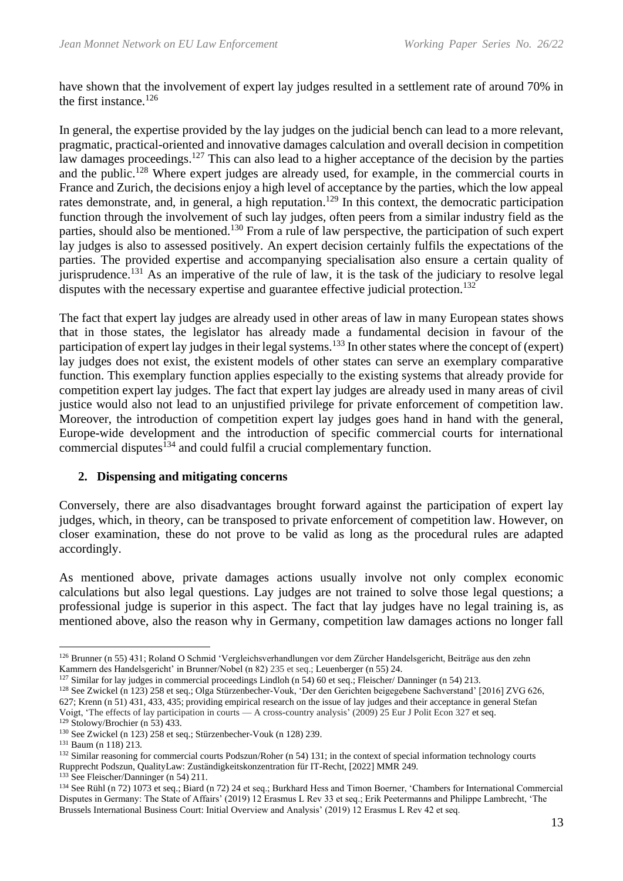have shown that the involvement of expert lay judges resulted in a settlement rate of around 70% in the first instance.[126]

In general, the expertise provided by the lay judges on the judicial bench can lead to a more relevant, pragmatic, practical-oriented and innovative damages calculation and overall decision in competition law damages proceedings.[127] This can also lead to a higher acceptance of the decision by the parties and the public.[128] Where expert judges are already used, for example, in the commercial courts in France and Zurich, the decisions enjoy a high level of acceptance by the parties, which the low appeal rates demonstrate, and, in general, a high reputation.[129] In this context, the democratic participation function through the involvement of such lay judges, often peers from a similar industry field as the parties, should also be mentioned.[130] From a rule of law perspective, the participation of such expert lay judges is also to assessed positively. An expert decision certainly fulfils the expectations of the parties. The provided expertise and accompanying specialisation also ensure a certain quality of jurisprudence.[131] As an imperative of the rule of law, it is the task of the judiciary to resolve legal disputes with the necessary expertise and guarantee effective judicial protection.[132]

The fact that expert lay judges are already used in other areas of law in many European states shows that in those states, the legislator has already made a fundamental decision in favour of the participation of expert lay judges in their legal systems.[133] In other states where the concept of (expert) lay judges does not exist, the existent models of other states can serve an exemplary comparative function. This exemplary function applies especially to the existing systems that already provide for competition expert lay judges. The fact that expert lay judges are already used in many areas of civil justice would also not lead to an unjustified privilege for private enforcement of competition law. Moreover, the introduction of competition expert lay judges goes hand in hand with the general, Europe-wide development and the introduction of specific commercial courts for international commercial disputes[134] and could fulfil a crucial complementary function.

**2. Dispensing and mitigating concerns**

Conversely, there are also disadvantages brought forward against the participation of expert lay judges, which, in theory, can be transposed to private enforcement of competition law. However, on closer examination, these do not prove to be valid as long as the procedural rules are adapted accordingly.

As mentioned above, private damages actions usually involve not only complex economic calculations but also legal questions. Lay judges are not trained to solve those legal questions; a professional judge is superior in this aspect. The fact that lay judges have no legal training is, as mentioned above, also the reason why in Germany, competition law damages actions no longer fall

---

[126] Brunner (n 55) 431; Roland O Schmid 'Vergleichsverhandlungen vor dem Zürcher Handelsgericht, Beiträge aus den zehn Kammern des Handelsgericht' in Brunner/Nobel (n 82) 235 et seq.; Leuenberger (n 55) 24.

[127] Similar for lay judges in commercial proceedings Lindloh (n 54) 60 et seq.; Fleischer/ Danninger (n 54) 213.

[128] See Zwickel (n 123) 258 et seq.; Olga Stürzenbecher-Vouk, 'Der den Gerichten beigegebene Sachverstand' [2016] ZVG 626, 627; Krenn (n 51) 431, 433, 435; providing empirical research on the issue of lay judges and their acceptance in general Stefan Voigt, 'The effects of lay participation in courts — A cross-country analysis' (2009) 25 Eur J Polit Econ 327 et seq.

[129] Stolowy/Brochier (n 53) 433.

[130] See Zwickel (n 123) 258 et seq.; Stürzenbecher-Vouk (n 128) 239.

[131] Baum (n 118) 213.

[132] Similar reasoning for commercial courts Podszun/Roher (n 54) 131; in the context of special information technology courts Rupprecht Podszun, QualityLaw: Zuständigkeitskonzentration für IT-Recht, [2022] MMR 249.

[133] See Fleischer/Danninger (n 54) 211.

[134] See Rühl (n 72) 1073 et seq.; Biard (n 72) 24 et seq.; Burkhard Hess and Timon Boerner, 'Chambers for International Commercial Disputes in Germany: The State of Affairs' (2019) 12 Erasmus L Rev 33 et seq.; Erik Peetermanns and Philippe Lambrecht, 'The Brussels International Business Court: Initial Overview and Analysis' (2019) 12 Erasmus L Rev 42 et seq.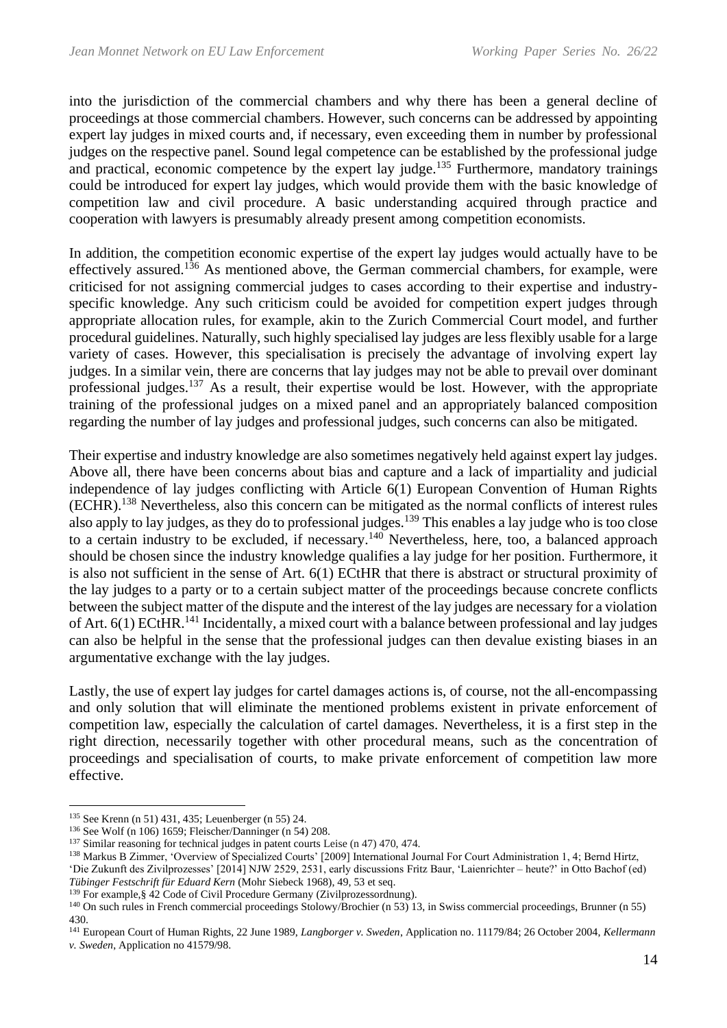into the jurisdiction of the commercial chambers and why there has been a general decline of proceedings at those commercial chambers. However, such concerns can be addressed by appointing expert lay judges in mixed courts and, if necessary, even exceeding them in number by professional judges on the respective panel. Sound legal competence can be established by the professional judge and practical, economic competence by the expert lay judge.[135] Furthermore, mandatory trainings could be introduced for expert lay judges, which would provide them with the basic knowledge of competition law and civil procedure. A basic understanding acquired through practice and cooperation with lawyers is presumably already present among competition economists.

In addition, the competition economic expertise of the expert lay judges would actually have to be effectively assured.[136] As mentioned above, the German commercial chambers, for example, were criticised for not assigning commercial judges to cases according to their expertise and industry-specific knowledge. Any such criticism could be avoided for competition expert judges through appropriate allocation rules, for example, akin to the Zurich Commercial Court model, and further procedural guidelines. Naturally, such highly specialised lay judges are less flexibly usable for a large variety of cases. However, this specialisation is precisely the advantage of involving expert lay judges. In a similar vein, there are concerns that lay judges may not be able to prevail over dominant professional judges.[137] As a result, their expertise would be lost. However, with the appropriate training of the professional judges on a mixed panel and an appropriately balanced composition regarding the number of lay judges and professional judges, such concerns can also be mitigated.

Their expertise and industry knowledge are also sometimes negatively held against expert lay judges. Above all, there have been concerns about bias and capture and a lack of impartiality and judicial independence of lay judges conflicting with Article 6(1) European Convention of Human Rights (ECHR).[138] Nevertheless, also this concern can be mitigated as the normal conflicts of interest rules also apply to lay judges, as they do to professional judges.[139] This enables a lay judge who is too close to a certain industry to be excluded, if necessary.[140] Nevertheless, here, too, a balanced approach should be chosen since the industry knowledge qualifies a lay judge for her position. Furthermore, it is also not sufficient in the sense of Art. 6(1) ECtHR that there is abstract or structural proximity of the lay judges to a party or to a certain subject matter of the proceedings because concrete conflicts between the subject matter of the dispute and the interest of the lay judges are necessary for a violation of Art. 6(1) ECtHR.[141] Incidentally, a mixed court with a balance between professional and lay judges can also be helpful in the sense that the professional judges can then devalue existing biases in an argumentative exchange with the lay judges.

Lastly, the use of expert lay judges for cartel damages actions is, of course, not the all-encompassing and only solution that will eliminate the mentioned problems existent in private enforcement of competition law, especially the calculation of cartel damages. Nevertheless, it is a first step in the right direction, necessarily together with other procedural means, such as the concentration of proceedings and specialisation of courts, to make private enforcement of competition law more effective.

---

[135] See Krenn (n 51) 431, 435; Leuenberger (n 55) 24.

[136] See Wolf (n 106) 1659; Fleischer/Danninger (n 54) 208.

[137] Similar reasoning for technical judges in patent courts Leise (n 47) 470, 474.

[138] Markus B Zimmer, 'Overview of Specialized Courts' [2009] International Journal For Court Administration 1, 4; Bernd Hirtz, 'Die Zukunft des Zivilprozesses' [2014] NJW 2529, 2531, early discussions Fritz Baur, 'Laienrichter – heute?' in Otto Bachof (ed) *Tübinger Festschrift für Eduard Kern* (Mohr Siebeck 1968), 49, 53 et seq.

[139] For example,§ 42 Code of Civil Procedure Germany (Zivilprozessordnung).

[140] On such rules in French commercial proceedings Stolowy/Brochier (n 53) 13, in Swiss commercial proceedings, Brunner (n 55) 430.

[141] European Court of Human Rights, 22 June 1989, *Langborger v. Sweden*, Application no. 11179/84; 26 October 2004, *Kellermann v. Sweden*, Application no 41579/98.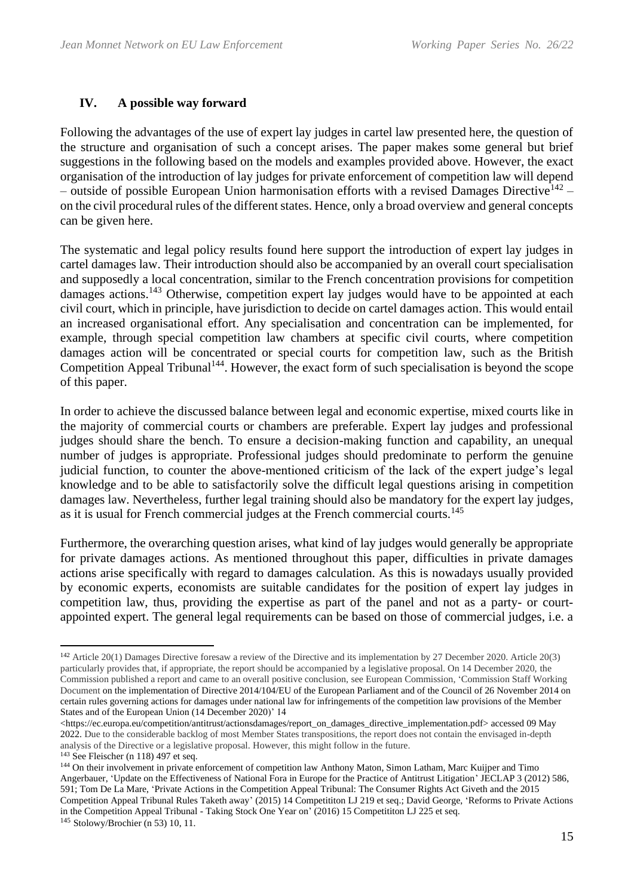## IV. A possible way forward

Following the advantages of the use of expert lay judges in cartel law presented here, the question of the structure and organisation of such a concept arises. The paper makes some general but brief suggestions in the following based on the models and examples provided above. However, the exact organisation of the introduction of lay judges for private enforcement of competition law will depend – outside of possible European Union harmonisation efforts with a revised Damages Directive[142] – on the civil procedural rules of the different states. Hence, only a broad overview and general concepts can be given here.

The systematic and legal policy results found here support the introduction of expert lay judges in cartel damages law. Their introduction should also be accompanied by an overall court specialisation and supposedly a local concentration, similar to the French concentration provisions for competition damages actions.[143] Otherwise, competition expert lay judges would have to be appointed at each civil court, which in principle, have jurisdiction to decide on cartel damages action. This would entail an increased organisational effort. Any specialisation and concentration can be implemented, for example, through special competition law chambers at specific civil courts, where competition damages action will be concentrated or special courts for competition law, such as the British Competition Appeal Tribunal[144]. However, the exact form of such specialisation is beyond the scope of this paper.

In order to achieve the discussed balance between legal and economic expertise, mixed courts like in the majority of commercial courts or chambers are preferable. Expert lay judges and professional judges should share the bench. To ensure a decision-making function and capability, an unequal number of judges is appropriate. Professional judges should predominate to perform the genuine judicial function, to counter the above-mentioned criticism of the lack of the expert judge's legal knowledge and to be able to satisfactorily solve the difficult legal questions arising in competition damages law. Nevertheless, further legal training should also be mandatory for the expert lay judges, as it is usual for French commercial judges at the French commercial courts.[145]

Furthermore, the overarching question arises, what kind of lay judges would generally be appropriate for private damages actions. As mentioned throughout this paper, difficulties in private damages actions arise specifically with regard to damages calculation. As this is nowadays usually provided by economic experts, economists are suitable candidates for the position of expert lay judges in competition law, thus, providing the expertise as part of the panel and not as a party- or court-appointed expert. The general legal requirements can be based on those of commercial judges, i.e. a

---

[142] Article 20(1) Damages Directive foresaw a review of the Directive and its implementation by 27 December 2020. Article 20(3) particularly provides that, if appropriate, the report should be accompanied by a legislative proposal. On 14 December 2020, the Commission published a report and came to an overall positive conclusion, see European Commission, 'Commission Staff Working Document on the implementation of Directive 2014/104/EU of the European Parliament and of the Council of 26 November 2014 on certain rules governing actions for damages under national law for infringements of the competition law provisions of the Member States and of the European Union (14 December 2020)' 14 <https://ec.europa.eu/competition/antitrust/actionsdamages/report_on_damages_directive_implementation.pdf> accessed 09 May 2022. Due to the considerable backlog of most Member States transpositions, the report does not contain the envisaged in-depth analysis of the Directive or a legislative proposal. However, this might follow in the future.

[143] See Fleischer (n 118) 497 et seq.

[144] On their involvement in private enforcement of competition law Anthony Maton, Simon Latham, Marc Kuijper and Timo Angerbauer, 'Update on the Effectiveness of National Fora in Europe for the Practice of Antitrust Litigation' JECLAP 3 (2012) 586, 591; Tom De La Mare, 'Private Actions in the Competition Appeal Tribunal: The Consumer Rights Act Giveth and the 2015 Competition Appeal Tribunal Rules Taketh away' (2015) 14 Competititon LJ 219 et seq.; David George, 'Reforms to Private Actions in the Competition Appeal Tribunal - Taking Stock One Year on' (2016) 15 Competititon LJ 225 et seq.

[145] Stolowy/Brochier (n 53) 10, 11.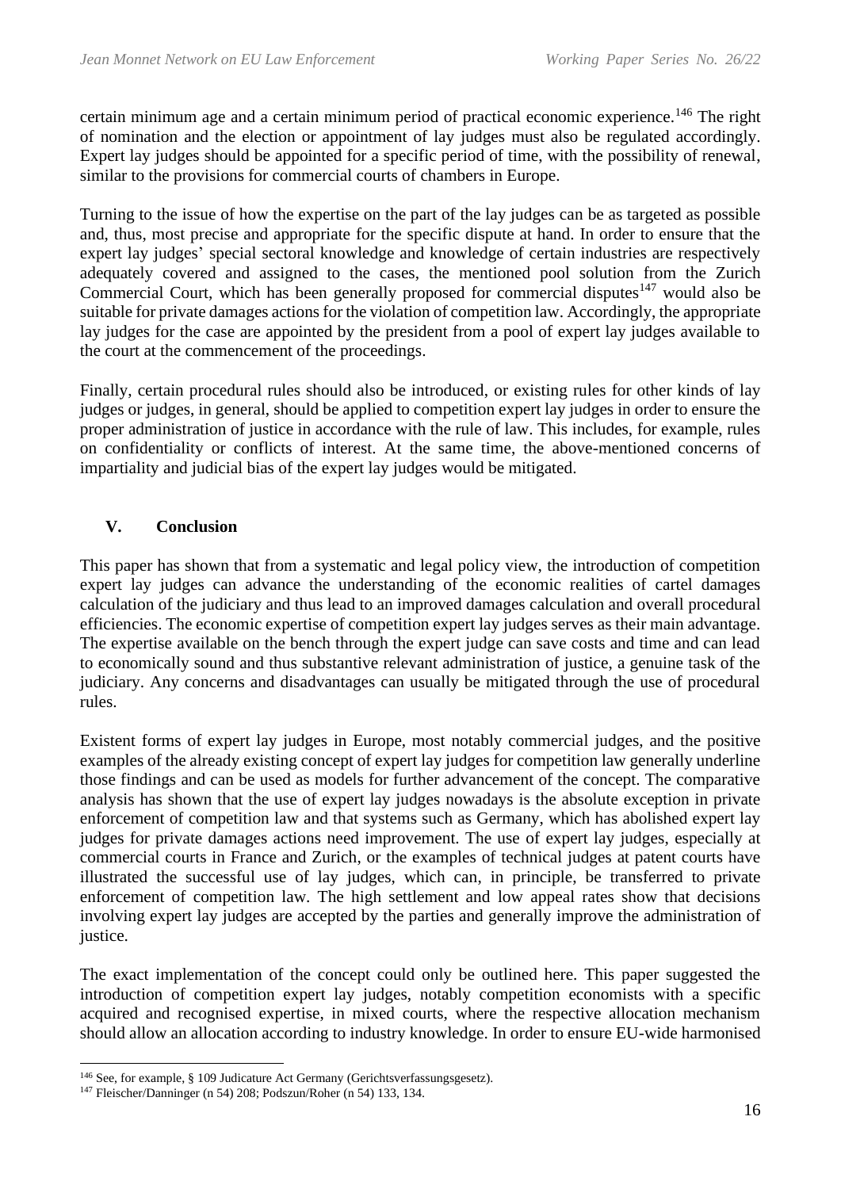certain minimum age and a certain minimum period of practical economic experience.[146] The right of nomination and the election or appointment of lay judges must also be regulated accordingly. Expert lay judges should be appointed for a specific period of time, with the possibility of renewal, similar to the provisions for commercial courts of chambers in Europe.

Turning to the issue of how the expertise on the part of the lay judges can be as targeted as possible and, thus, most precise and appropriate for the specific dispute at hand. In order to ensure that the expert lay judges' special sectoral knowledge and knowledge of certain industries are respectively adequately covered and assigned to the cases, the mentioned pool solution from the Zurich Commercial Court, which has been generally proposed for commercial disputes[147] would also be suitable for private damages actions for the violation of competition law. Accordingly, the appropriate lay judges for the case are appointed by the president from a pool of expert lay judges available to the court at the commencement of the proceedings.

Finally, certain procedural rules should also be introduced, or existing rules for other kinds of lay judges or judges, in general, should be applied to competition expert lay judges in order to ensure the proper administration of justice in accordance with the rule of law. This includes, for example, rules on confidentiality or conflicts of interest. At the same time, the above-mentioned concerns of impartiality and judicial bias of the expert lay judges would be mitigated.

## V. Conclusion

This paper has shown that from a systematic and legal policy view, the introduction of competition expert lay judges can advance the understanding of the economic realities of cartel damages calculation of the judiciary and thus lead to an improved damages calculation and overall procedural efficiencies. The economic expertise of competition expert lay judges serves as their main advantage. The expertise available on the bench through the expert judge can save costs and time and can lead to economically sound and thus substantive relevant administration of justice, a genuine task of the judiciary. Any concerns and disadvantages can usually be mitigated through the use of procedural rules.

Existent forms of expert lay judges in Europe, most notably commercial judges, and the positive examples of the already existing concept of expert lay judges for competition law generally underline those findings and can be used as models for further advancement of the concept. The comparative analysis has shown that the use of expert lay judges nowadays is the absolute exception in private enforcement of competition law and that systems such as Germany, which has abolished expert lay judges for private damages actions need improvement. The use of expert lay judges, especially at commercial courts in France and Zurich, or the examples of technical judges at patent courts have illustrated the successful use of lay judges, which can, in principle, be transferred to private enforcement of competition law. The high settlement and low appeal rates show that decisions involving expert lay judges are accepted by the parties and generally improve the administration of justice.

The exact implementation of the concept could only be outlined here. This paper suggested the introduction of competition expert lay judges, notably competition economists with a specific acquired and recognised expertise, in mixed courts, where the respective allocation mechanism should allow an allocation according to industry knowledge. In order to ensure EU-wide harmonised

---

[146] See, for example, § 109 Judicature Act Germany (Gerichtsverfassungsgesetz).

[147] Fleischer/Danninger (n 54) 208; Podszun/Roher (n 54) 133, 134.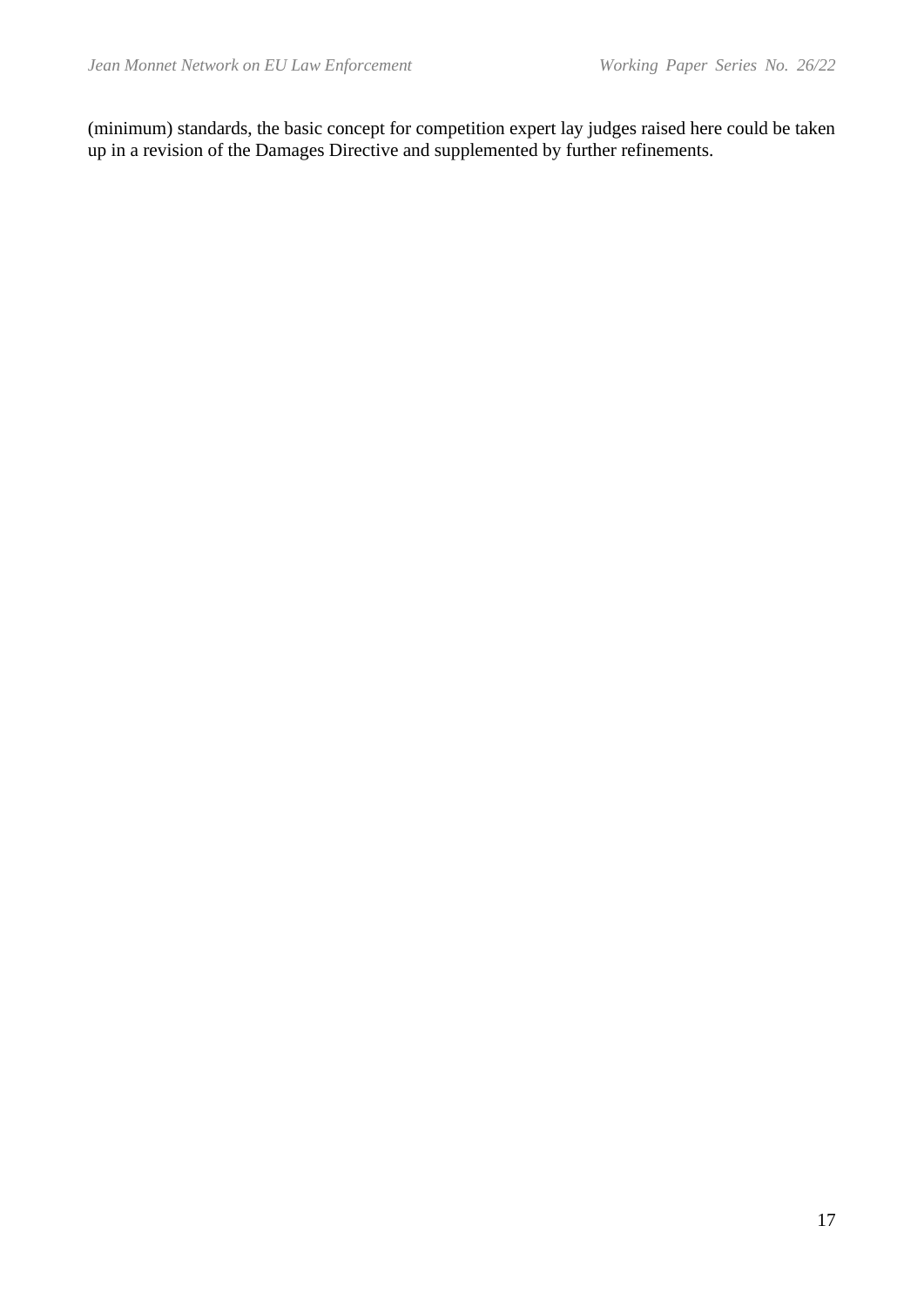(minimum) standards, the basic concept for competition expert lay judges raised here could be taken up in a revision of the Damages Directive and supplemented by further refinements.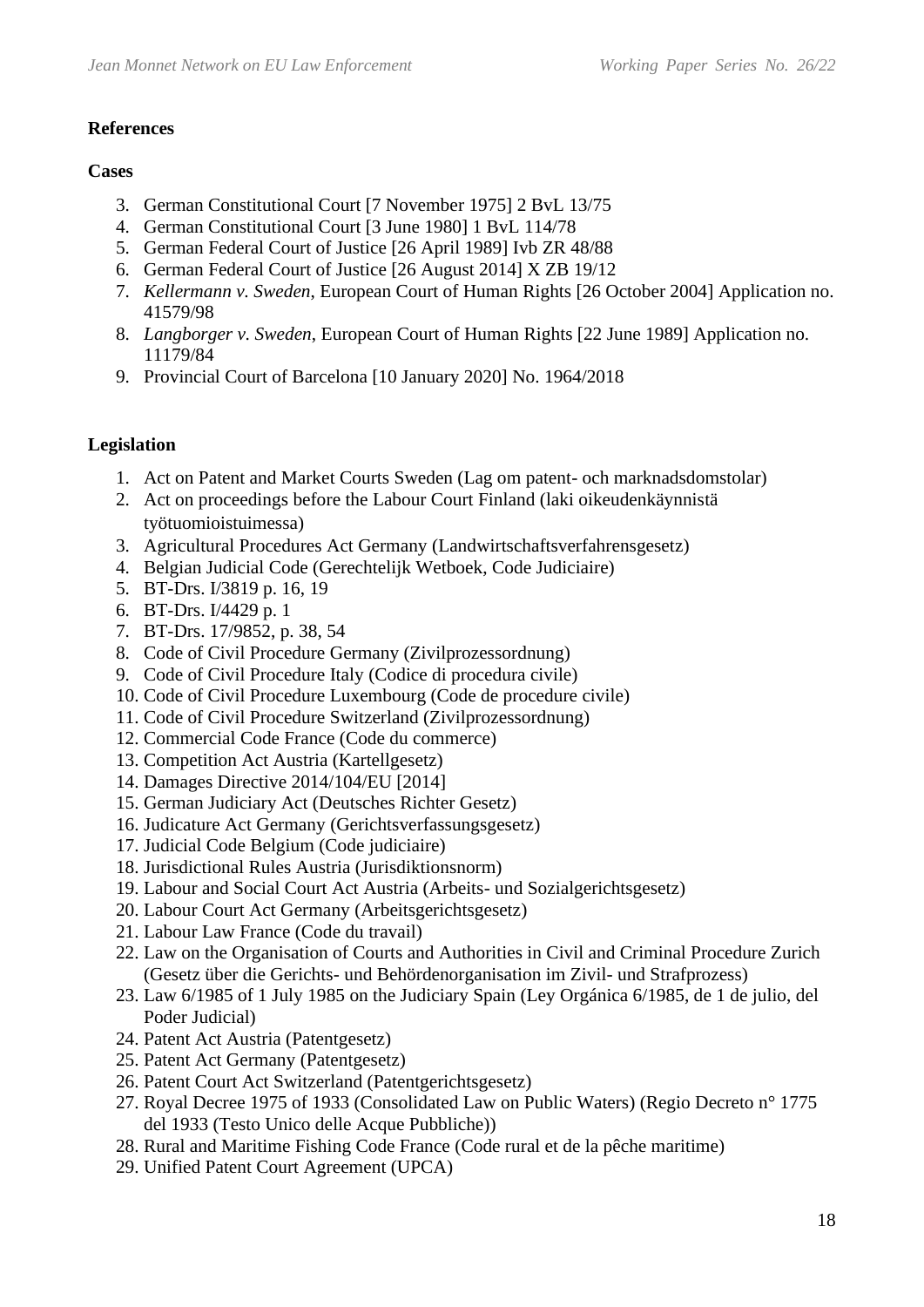**References**

**Cases**

3. German Constitutional Court [7 November 1975] 2 BvL 13/75
4. German Constitutional Court [3 June 1980] 1 BvL 114/78
5. German Federal Court of Justice [26 April 1989] Ivb ZR 48/88
6. German Federal Court of Justice [26 August 2014] X ZB 19/12
7. *Kellermann v. Sweden*, European Court of Human Rights [26 October 2004] Application no. 41579/98
8. *Langborger v. Sweden*, European Court of Human Rights [22 June 1989] Application no. 11179/84
9. Provincial Court of Barcelona [10 January 2020] No. 1964/2018

**Legislation**

1. Act on Patent and Market Courts Sweden (Lag om patent- och marknadsdomstolar)
2. Act on proceedings before the Labour Court Finland (laki oikeudenkäynnistä työtuomioistuimessa)
3. Agricultural Procedures Act Germany (Landwirtschaftsverfahrensgesetz)
4. Belgian Judicial Code (Gerechtelijk Wetboek, Code Judiciaire)
5. BT-Drs. I/3819 p. 16, 19
6. BT-Drs. I/4429 p. 1
7. BT-Drs. 17/9852, p. 38, 54
8. Code of Civil Procedure Germany (Zivilprozessordnung)
9. Code of Civil Procedure Italy (Codice di procedura civile)
10. Code of Civil Procedure Luxembourg (Code de procedure civile)
11. Code of Civil Procedure Switzerland (Zivilprozessordnung)
12. Commercial Code France (Code du commerce)
13. Competition Act Austria (Kartellgesetz)
14. Damages Directive 2014/104/EU [2014]
15. German Judiciary Act (Deutsches Richter Gesetz)
16. Judicature Act Germany (Gerichtsverfassungsgesetz)
17. Judicial Code Belgium (Code judiciaire)
18. Jurisdictional Rules Austria (Jurisdiktionsnorm)
19. Labour and Social Court Act Austria (Arbeits- und Sozialgerichtsgesetz)
20. Labour Court Act Germany (Arbeitsgerichtsgesetz)
21. Labour Law France (Code du travail)
22. Law on the Organisation of Courts and Authorities in Civil and Criminal Procedure Zurich (Gesetz über die Gerichts- und Behördenorganisation im Zivil- und Strafprozess)
23. Law 6/1985 of 1 July 1985 on the Judiciary Spain (Ley Orgánica 6/1985, de 1 de julio, del Poder Judicial)
24. Patent Act Austria (Patentgesetz)
25. Patent Act Germany (Patentgesetz)
26. Patent Court Act Switzerland (Patentgerichtsgesetz)
27. Royal Decree 1975 of 1933 (Consolidated Law on Public Waters) (Regio Decreto n° 1775 del 1933 (Testo Unico delle Acque Pubbliche))
28. Rural and Maritime Fishing Code France (Code rural et de la pêche maritime)
29. Unified Patent Court Agreement (UPCA)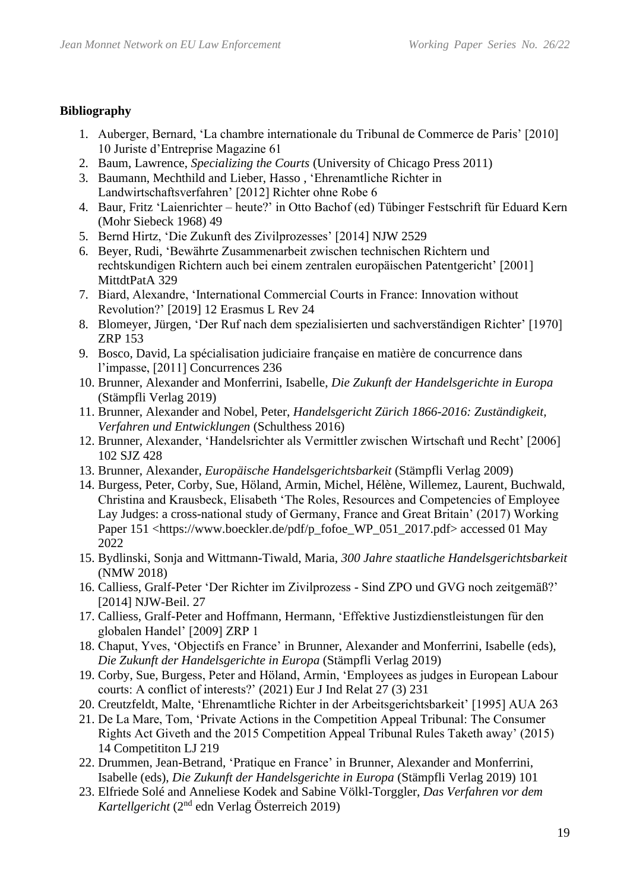**Bibliography**

1. Auberger, Bernard, 'La chambre internationale du Tribunal de Commerce de Paris' [2010] 10 Juriste d'Entreprise Magazine 61
2. Baum, Lawrence, *Specializing the Courts* (University of Chicago Press 2011)
3. Baumann, Mechthild and Lieber, Hasso , 'Ehrenamtliche Richter in Landwirtschaftsverfahren' [2012] Richter ohne Robe 6
4. Baur, Fritz 'Laienrichter – heute?' in Otto Bachof (ed) Tübinger Festschrift für Eduard Kern (Mohr Siebeck 1968) 49
5. Bernd Hirtz, 'Die Zukunft des Zivilprozesses' [2014] NJW 2529
6. Beyer, Rudi, 'Bewährte Zusammenarbeit zwischen technischen Richtern und rechtskundigen Richtern auch bei einem zentralen europäischen Patentgericht' [2001] MittdtPatA 329
7. Biard, Alexandre, 'International Commercial Courts in France: Innovation without Revolution?' [2019] 12 Erasmus L Rev 24
8. Blomeyer, Jürgen, 'Der Ruf nach dem spezialisierten und sachverständigen Richter' [1970] ZRP 153
9. Bosco, David, La spécialisation judiciaire française en matière de concurrence dans l'impasse, [2011] Concurrences 236
10. Brunner, Alexander and Monferrini, Isabelle, *Die Zukunft der Handelsgerichte in Europa* (Stämpfli Verlag 2019)
11. Brunner, Alexander and Nobel, Peter, *Handelsgericht Zürich 1866-2016: Zuständigkeit, Verfahren und Entwicklungen* (Schulthess 2016)
12. Brunner, Alexander, 'Handelsrichter als Vermittler zwischen Wirtschaft und Recht' [2006] 102 SJZ 428
13. Brunner, Alexander, *Europäische Handelsgerichtsbarkeit* (Stämpfli Verlag 2009)
14. Burgess, Peter, Corby, Sue, Höland, Armin, Michel, Hélène, Willemez, Laurent, Buchwald, Christina and Krausbeck, Elisabeth 'The Roles, Resources and Competencies of Employee Lay Judges: a cross-national study of Germany, France and Great Britain' (2017) Working Paper 151 <https://www.boeckler.de/pdf/p_fofoe_WP_051_2017.pdf> accessed 01 May 2022
15. Bydlinski, Sonja and Wittmann-Tiwald, Maria, *300 Jahre staatliche Handelsgerichtsbarkeit* (NMW 2018)
16. Calliess, Gralf-Peter 'Der Richter im Zivilprozess - Sind ZPO und GVG noch zeitgemäß?' [2014] NJW-Beil. 27
17. Calliess, Gralf-Peter and Hoffmann, Hermann, 'Effektive Justizdienstleistungen für den globalen Handel' [2009] ZRP 1
18. Chaput, Yves, 'Objectifs en France' in Brunner, Alexander and Monferrini, Isabelle (eds), *Die Zukunft der Handelsgerichte in Europa* (Stämpfli Verlag 2019)
19. Corby, Sue, Burgess, Peter and Höland, Armin, 'Employees as judges in European Labour courts: A conflict of interests?' (2021) Eur J Ind Relat 27 (3) 231
20. Creutzfeldt, Malte, 'Ehrenamtliche Richter in der Arbeitsgerichtsbarkeit' [1995] AUA 263
21. De La Mare, Tom, 'Private Actions in the Competition Appeal Tribunal: The Consumer Rights Act Giveth and the 2015 Competition Appeal Tribunal Rules Taketh away' (2015) 14 Compettiton LJ 219
22. Drummen, Jean-Betrand, 'Pratique en France' in Brunner, Alexander and Monferrini, Isabelle (eds), *Die Zukunft der Handelsgerichte in Europa* (Stämpfli Verlag 2019) 101
23. Elfriede Solé and Anneliese Kodek and Sabine Völkl-Torggler, *Das Verfahren vor dem Kartellgericht* (2nd edn Verlag Österreich 2019)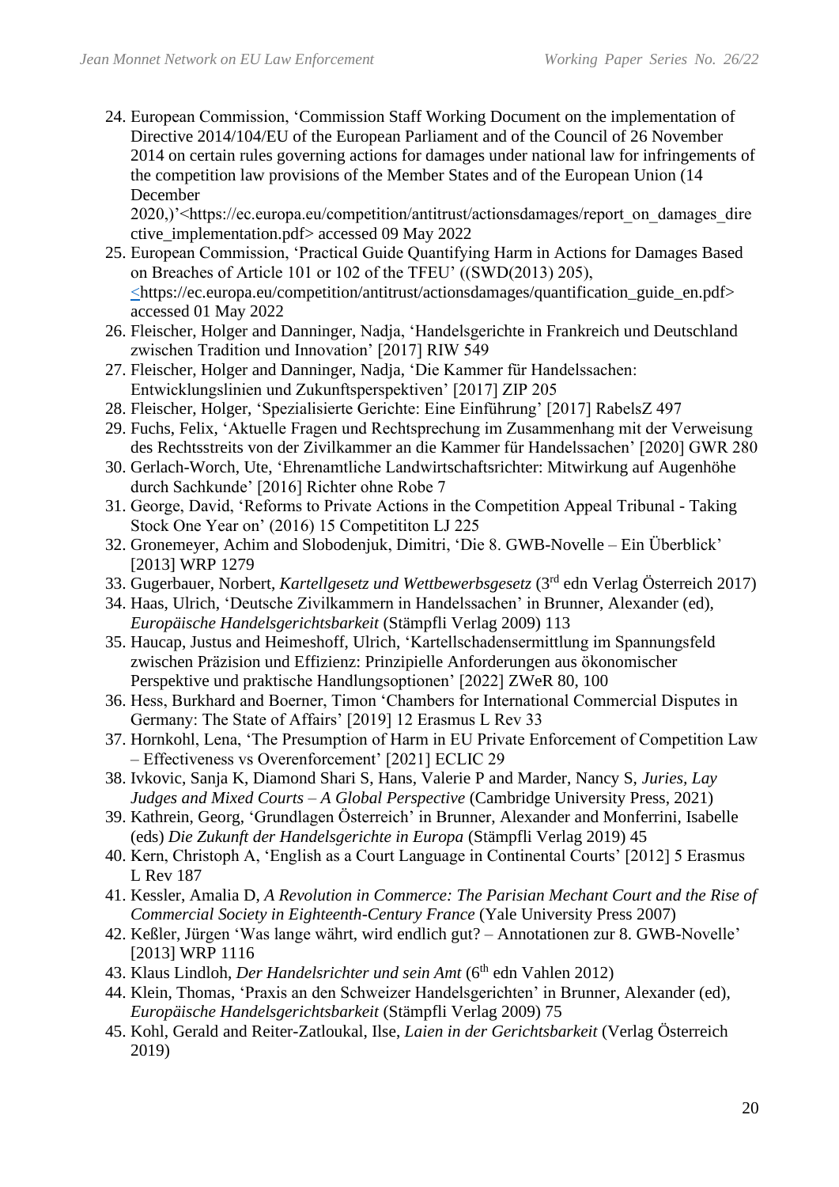24. European Commission, 'Commission Staff Working Document on the implementation of Directive 2014/104/EU of the European Parliament and of the Council of 26 November 2014 on certain rules governing actions for damages under national law for infringements of the competition law provisions of the Member States and of the European Union (14 December 2020,)'<https://ec.europa.eu/competition/antitrust/actionsdamages/report_on_damages_directive_implementation.pdf> accessed 09 May 2022
25. European Commission, 'Practical Guide Quantifying Harm in Actions for Damages Based on Breaches of Article 101 or 102 of the TFEU' ((SWD(2013) 205), <https://ec.europa.eu/competition/antitrust/actionsdamages/quantification_guide_en.pdf> accessed 01 May 2022
26. Fleischer, Holger and Danninger, Nadja, 'Handelsgerichte in Frankreich und Deutschland zwischen Tradition und Innovation' [2017] RIW 549
27. Fleischer, Holger and Danninger, Nadja, 'Die Kammer für Handelssachen: Entwicklungslinien und Zukunftsperspektiven' [2017] ZIP 205
28. Fleischer, Holger, 'Spezialisierte Gerichte: Eine Einführung' [2017] RabelsZ 497
29. Fuchs, Felix, 'Aktuelle Fragen und Rechtsprechung im Zusammenhang mit der Verweisung des Rechtsstreits von der Zivilkammer an die Kammer für Handelssachen' [2020] GWR 280
30. Gerlach-Worch, Ute, 'Ehrenamtliche Landwirtschaftsrichter: Mitwirkung auf Augenhöhe durch Sachkunde' [2016] Richter ohne Robe 7
31. George, David, 'Reforms to Private Actions in the Competition Appeal Tribunal - Taking Stock One Year on' (2016) 15 Competititon LJ 225
32. Gronemeyer, Achim and Slobodenjuk, Dimitri, 'Die 8. GWB-Novelle – Ein Überblick' [2013] WRP 1279
33. Gugerbauer, Norbert, *Kartellgesetz und Wettbewerbsgesetz* (3rd edn Verlag Österreich 2017)
34. Haas, Ulrich, 'Deutsche Zivilkammern in Handelssachen' in Brunner, Alexander (ed), *Europäische Handelsgerichtsbarkeit* (Stämpfli Verlag 2009) 113
35. Haucap, Justus and Heimeshoff, Ulrich, 'Kartellschadensermittlung im Spannungsfeld zwischen Präzision und Effizienz: Prinzipielle Anforderungen aus ökonomischer Perspektive und praktische Handlungsoptionen' [2022] ZWeR 80, 100
36. Hess, Burkhard and Boerner, Timon 'Chambers for International Commercial Disputes in Germany: The State of Affairs' [2019] 12 Erasmus L Rev 33
37. Hornkohl, Lena, 'The Presumption of Harm in EU Private Enforcement of Competition Law – Effectiveness vs Overenforcement' [2021] ECLIC 29
38. Ivkovic, Sanja K, Diamond Shari S, Hans, Valerie P and Marder, Nancy S, *Juries, Lay Judges and Mixed Courts – A Global Perspective* (Cambridge University Press, 2021)
39. Kathrein, Georg, 'Grundlagen Österreich' in Brunner, Alexander and Monferrini, Isabelle (eds) *Die Zukunft der Handelsgerichte in Europa* (Stämpfli Verlag 2019) 45
40. Kern, Christoph A, 'English as a Court Language in Continental Courts' [2012] 5 Erasmus L Rev 187
41. Kessler, Amalia D, *A Revolution in Commerce: The Parisian Mechant Court and the Rise of Commercial Society in Eighteenth-Century France* (Yale University Press 2007)
42. Keßler, Jürgen 'Was lange währt, wird endlich gut? – Annotationen zur 8. GWB-Novelle' [2013] WRP 1116
43. Klaus Lindloh, *Der Handelsrichter und sein Amt* (6th edn Vahlen 2012)
44. Klein, Thomas, 'Praxis an den Schweizer Handelsgerichten' in Brunner, Alexander (ed), *Europäische Handelsgerichtsbarkeit* (Stämpfli Verlag 2009) 75
45. Kohl, Gerald and Reiter-Zatloukal, Ilse, *Laien in der Gerichtsbarkeit* (Verlag Österreich 2019)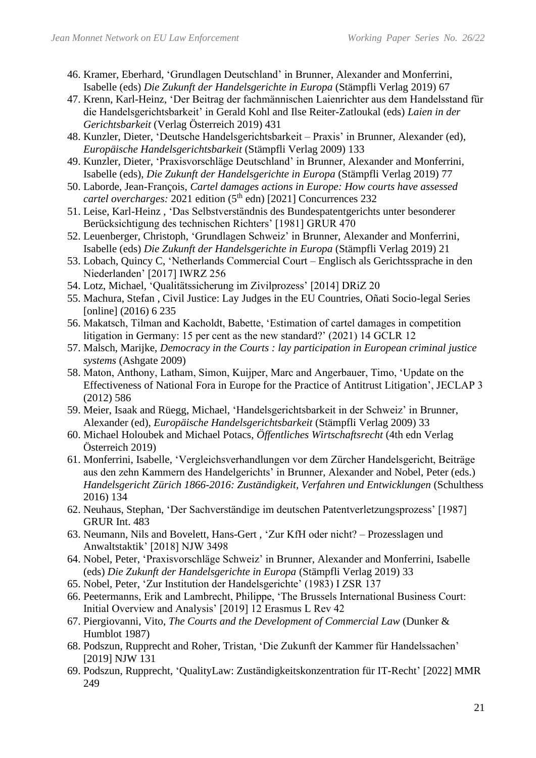46. Kramer, Eberhard, 'Grundlagen Deutschland' in Brunner, Alexander and Monferrini, Isabelle (eds) *Die Zukunft der Handelsgerichte in Europa* (Stämpfli Verlag 2019) 67
47. Krenn, Karl-Heinz, 'Der Beitrag der fachmännischen Laienrichter aus dem Handelsstand für die Handelsgerichtsbarkeit' in Gerald Kohl and Ilse Reiter-Zatloukal (eds) *Laien in der Gerichtsbarkeit* (Verlag Österreich 2019) 431
48. Kunzler, Dieter, 'Deutsche Handelsgerichtsbarkeit – Praxis' in Brunner, Alexander (ed), *Europäische Handelsgerichtsbarkeit* (Stämpfli Verlag 2009) 133
49. Kunzler, Dieter, 'Praxisvorschläge Deutschland' in Brunner, Alexander and Monferrini, Isabelle (eds), *Die Zukunft der Handelsgerichte in Europa* (Stämpfli Verlag 2019) 77
50. Laborde, Jean-François, *Cartel damages actions in Europe: How courts have assessed cartel overcharges:* 2021 edition (5th edn) [2021] Concurrences 232
51. Leise, Karl-Heinz , 'Das Selbstverständnis des Bundespatentgerichts unter besonderer Berücksichtigung des technischen Richters' [1981] GRUR 470
52. Leuenberger, Christoph, 'Grundlagen Schweiz' in Brunner, Alexander and Monferrini, Isabelle (eds) *Die Zukunft der Handelsgerichte in Europa* (Stämpfli Verlag 2019) 21
53. Lobach, Quincy C, 'Netherlands Commercial Court – Englisch als Gerichtssprache in den Niederlanden' [2017] IWRZ 256
54. Lotz, Michael, 'Qualitätssicherung im Zivilprozess' [2014] DRiZ 20
55. Machura, Stefan , Civil Justice: Lay Judges in the EU Countries, Oñati Socio-legal Series [online] (2016) 6 235
56. Makatsch, Tilman and Kacholdt, Babette, 'Estimation of cartel damages in competition litigation in Germany: 15 per cent as the new standard?' (2021) 14 GCLR 12
57. Malsch, Marijke, *Democracy in the Courts : lay participation in European criminal justice systems* (Ashgate 2009)
58. Maton, Anthony, Latham, Simon, Kuijper, Marc and Angerbauer, Timo, 'Update on the Effectiveness of National Fora in Europe for the Practice of Antitrust Litigation', JECLAP 3 (2012) 586
59. Meier, Isaak and Rüegg, Michael, 'Handelsgerichtsbarkeit in der Schweiz' in Brunner, Alexander (ed), *Europäische Handelsgerichtsbarkeit* (Stämpfli Verlag 2009) 33
60. Michael Holoubek and Michael Potacs, *Öffentliches Wirtschaftsrecht* (4th edn Verlag Österreich 2019)
61. Monferrini, Isabelle, 'Vergleichsverhandlungen vor dem Zürcher Handelsgericht, Beiträge aus den zehn Kammern des Handelgerichts' in Brunner, Alexander and Nobel, Peter (eds.) *Handelsgericht Zürich 1866-2016: Zuständigkeit, Verfahren und Entwicklungen* (Schulthess 2016) 134
62. Neuhaus, Stephan, 'Der Sachverständige im deutschen Patentverletzungsprozess' [1987] GRUR Int. 483
63. Neumann, Nils and Bovelett, Hans-Gert , 'Zur KfH oder nicht? – Prozesslagen und Anwaltstaktik' [2018] NJW 3498
64. Nobel, Peter, 'Praxisvorschläge Schweiz' in Brunner, Alexander and Monferrini, Isabelle (eds) *Die Zukunft der Handelsgerichte in Europa* (Stämpfli Verlag 2019) 33
65. Nobel, Peter, 'Zur Institution der Handelsgerichte' (1983) I ZSR 137
66. Peetermanns, Erik and Lambrecht, Philippe, 'The Brussels International Business Court: Initial Overview and Analysis' [2019] 12 Erasmus L Rev 42
67. Piergiovanni, Vito, *The Courts and the Development of Commercial Law* (Dunker & Humblot 1987)
68. Podszun, Rupprecht and Roher, Tristan, 'Die Zukunft der Kammer für Handelssachen' [2019] NJW 131
69. Podszun, Rupprecht, 'QualityLaw: Zuständigkeitskonzentration für IT-Recht' [2022] MMR 249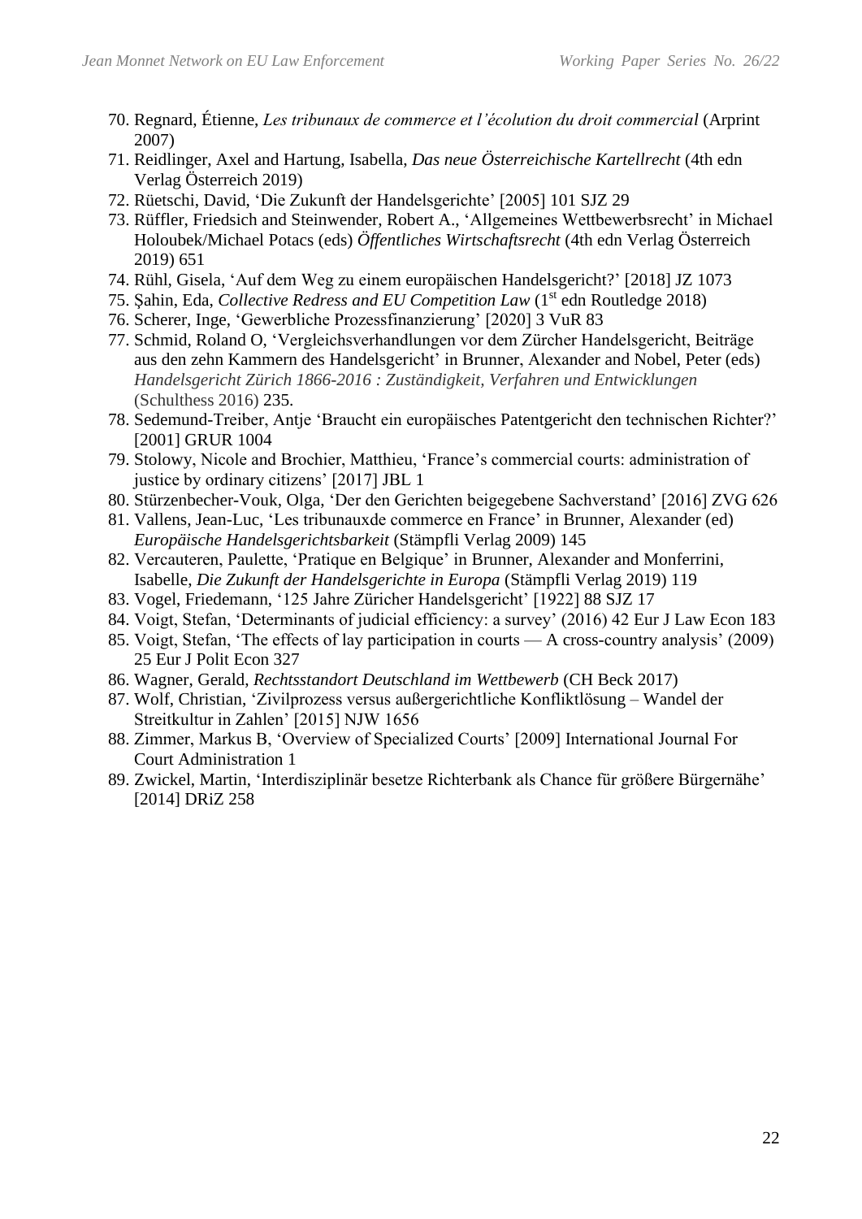70. Regnard, Étienne, *Les tribunaux de commerce et l'écolution du droit commercial* (Arprint 2007)
71. Reidlinger, Axel and Hartung, Isabella, *Das neue Österreichische Kartellrecht* (4th edn Verlag Österreich 2019)
72. Rüetschi, David, 'Die Zukunft der Handelsgerichte' [2005] 101 SJZ 29
73. Rüffler, Friedsich and Steinwender, Robert A., 'Allgemeines Wettbewerbsrecht' in Michael Holoubek/Michael Potacs (eds) *Öffentliches Wirtschaftsrecht* (4th edn Verlag Österreich 2019) 651
74. Rühl, Gisela, 'Auf dem Weg zu einem europäischen Handelsgericht?' [2018] JZ 1073
75. Şahin, Eda, *Collective Redress and EU Competition Law* (1st edn Routledge 2018)
76. Scherer, Inge, 'Gewerbliche Prozessfinanzierung' [2020] 3 VuR 83
77. Schmid, Roland O, 'Vergleichsverhandlungen vor dem Zürcher Handelsgericht, Beiträge aus den zehn Kammern des Handelsgericht' in Brunner, Alexander and Nobel, Peter (eds) *Handelsgericht Zürich 1866-2016 : Zuständigkeit, Verfahren und Entwicklungen* (Schulthess 2016) 235.
78. Sedemund-Treiber, Antje 'Braucht ein europäisches Patentgericht den technischen Richter?' [2001] GRUR 1004
79. Stolowy, Nicole and Brochier, Matthieu, 'France's commercial courts: administration of justice by ordinary citizens' [2017] JBL 1
80. Stürzenbecher-Vouk, Olga, 'Der den Gerichten beigegebene Sachverstand' [2016] ZVG 626
81. Vallens, Jean-Luc, 'Les tribunauxde commerce en France' in Brunner, Alexander (ed) *Europäische Handelsgerichtsbarkeit* (Stämpfli Verlag 2009) 145
82. Vercauteren, Paulette, 'Pratique en Belgique' in Brunner, Alexander and Monferrini, Isabelle, *Die Zukunft der Handelsgerichte in Europa* (Stämpfli Verlag 2019) 119
83. Vogel, Friedemann, '125 Jahre Züricher Handelsgericht' [1922] 88 SJZ 17
84. Voigt, Stefan, 'Determinants of judicial efficiency: a survey' (2016) 42 Eur J Law Econ 183
85. Voigt, Stefan, 'The effects of lay participation in courts — A cross-country analysis' (2009) 25 Eur J Polit Econ 327
86. Wagner, Gerald, *Rechtsstandort Deutschland im Wettbewerb* (CH Beck 2017)
87. Wolf, Christian, 'Zivilprozess versus außergerichtliche Konfliktlösung – Wandel der Streitkultur in Zahlen' [2015] NJW 1656
88. Zimmer, Markus B, 'Overview of Specialized Courts' [2009] International Journal For Court Administration 1
89. Zwickel, Martin, 'Interdisziplinär besetze Richterbank als Chance für größere Bürgernähe' [2014] DRiZ 258